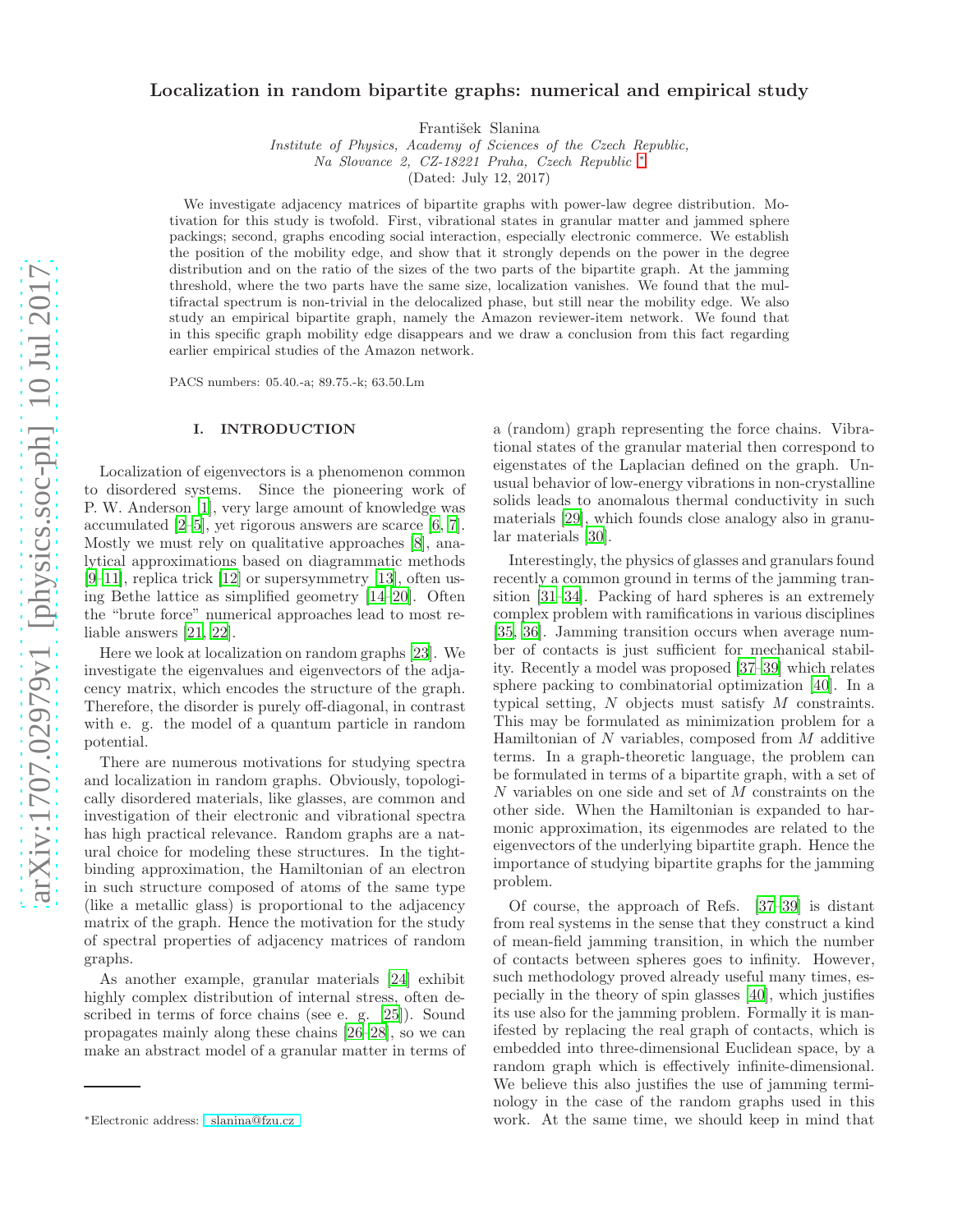# Localization in random bipartite graphs: numerical and empirical study

František Slanina

*Institute of Physics, Academy of Sciences of the Czech Republic,*
*Na Slovance 2, CZ-18221 Praha, Czech Republic* [*]

(Dated: July 12, 2017)

We investigate adjacency matrices of bipartite graphs with power-law degree distribution. Motivation for this study is twofold. First, vibrational states in granular matter and jammed sphere packings; second, graphs encoding social interaction, especially electronic commerce. We establish the position of the mobility edge, and show that it strongly depends on the power in the degree distribution and on the ratio of the sizes of the two parts of the bipartite graph. At the jamming threshold, where the two parts have the same size, localization vanishes. We found that the multifractal spectrum is non-trivial in the delocalized phase, but still near the mobility edge. We also study an empirical bipartite graph, namely the Amazon reviewer-item network. We found that in this specific graph mobility edge disappears and we draw a conclusion from this fact regarding earlier empirical studies of the Amazon network.

PACS numbers: 05.40.-a; 89.75.-k; 63.50.Lm

## I. INTRODUCTION

Localization of eigenvectors is a phenomenon common to disordered systems. Since the pioneering work of P. W. Anderson [1], very large amount of knowledge was accumulated [2–5], yet rigorous answers are scarce [6, 7]. Mostly we must rely on qualitative approaches [8], analytical approximations based on diagrammatic methods [9–11], replica trick [12] or supersymmetry [13], often using Bethe lattice as simplified geometry [14–20]. Often the "brute force" numerical approaches lead to most reliable answers [21, 22].

Here we look at localization on random graphs [23]. We investigate the eigenvalues and eigenvectors of the adjacency matrix, which encodes the structure of the graph. Therefore, the disorder is purely off-diagonal, in contrast with e. g. the model of a quantum particle in random potential.

There are numerous motivations for studying spectra and localization in random graphs. Obviously, topologically disordered materials, like glasses, are common and investigation of their electronic and vibrational spectra has high practical relevance. Random graphs are a natural choice for modeling these structures. In the tight-binding approximation, the Hamiltonian of an electron in such structure composed of atoms of the same type (like a metallic glass) is proportional to the adjacency matrix of the graph. Hence the motivation for the study of spectral properties of adjacency matrices of random graphs.

As another example, granular materials [24] exhibit highly complex distribution of internal stress, often described in terms of force chains (see e. g. [25]). Sound propagates mainly along these chains [26–28], so we can make an abstract model of a granular matter in terms of a (random) graph representing the force chains. Vibrational states of the granular material then correspond to eigenstates of the Laplacian defined on the graph. Unusual behavior of low-energy vibrations in non-crystalline solids leads to anomalous thermal conductivity in such materials [29], which founds close analogy also in granular materials [30].

Interestingly, the physics of glasses and granulars found recently a common ground in terms of the jamming transition [31–34]. Packing of hard spheres is an extremely complex problem with ramifications in various disciplines [35, 36]. Jamming transition occurs when average number of contacts is just sufficient for mechanical stability. Recently a model was proposed [37–39] which relates sphere packing to combinatorial optimization [40]. In a typical setting, $N$ objects must satisfy $M$ constraints. This may be formulated as minimization problem for a Hamiltonian of $N$ variables, composed from $M$ additive terms. In a graph-theoretic language, the problem can be formulated in terms of a bipartite graph, with a set of $N$ variables on one side and set of $M$ constraints on the other side. When the Hamiltonian is expanded to harmonic approximation, its eigenmodes are related to the eigenvectors of the underlying bipartite graph. Hence the importance of studying bipartite graphs for the jamming problem.

Of course, the approach of Refs. [37–39] is distant from real systems in the sense that they construct a kind of mean-field jamming transition, in which the number of contacts between spheres goes to infinity. However, such methodology proved already useful many times, especially in the theory of spin glasses [40], which justifies its use also for the jamming problem. Formally it is manifested by replacing the real graph of contacts, which is embedded into three-dimensional Euclidean space, by a random graph which is effectively infinite-dimensional. We believe this also justifies the use of jamming terminology in the case of the random graphs used in this work. At the same time, we should keep in mind that

[*]Electronic address: slanina@fzu.cz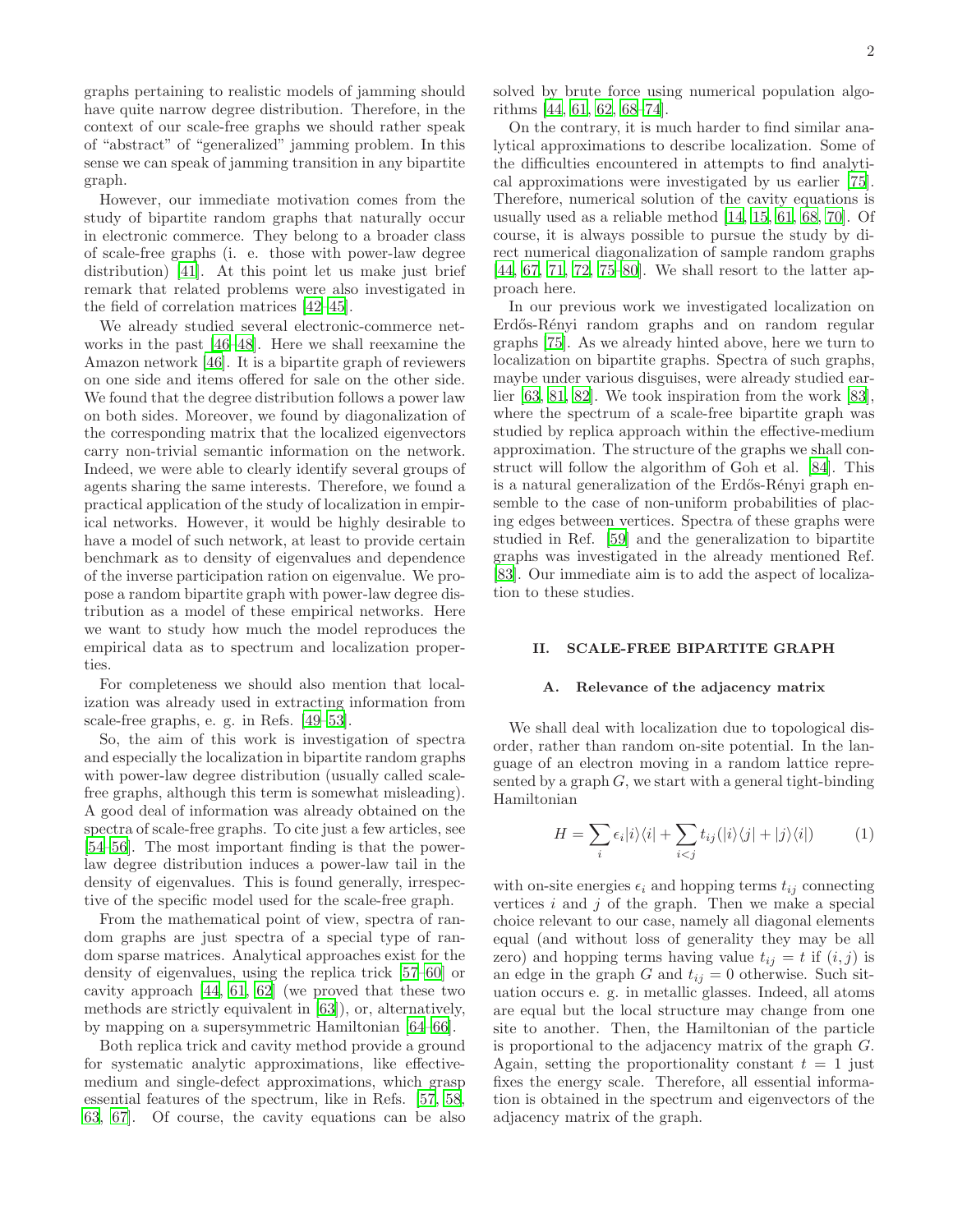graphs pertaining to realistic models of jamming should have quite narrow degree distribution. Therefore, in the context of our scale-free graphs we should rather speak of "abstract" of "generalized" jamming problem. In this sense we can speak of jamming transition in any bipartite graph.

However, our immediate motivation comes from the study of bipartite random graphs that naturally occur in electronic commerce. They belong to a broader class of scale-free graphs (i. e. those with power-law degree distribution) [41]. At this point let us make just brief remark that related problems were also investigated in the field of correlation matrices [42–45].

We already studied several electronic-commerce networks in the past [46–48]. Here we shall reexamine the Amazon network [46]. It is a bipartite graph of reviewers on one side and items offered for sale on the other side. We found that the degree distribution follows a power law on both sides. Moreover, we found by diagonalization of the corresponding matrix that the localized eigenvectors carry non-trivial semantic information on the network. Indeed, we were able to clearly identify several groups of agents sharing the same interests. Therefore, we found a practical application of the study of localization in empirical networks. However, it would be highly desirable to have a model of such network, at least to provide certain benchmark as to density of eigenvalues and dependence of the inverse participation ration on eigenvalue. We propose a random bipartite graph with power-law degree distribution as a model of these empirical networks. Here we want to study how much the model reproduces the empirical data as to spectrum and localization properties.

For completeness we should also mention that localization was already used in extracting information from scale-free graphs, e. g. in Refs. [49–53].

So, the aim of this work is investigation of spectra and especially the localization in bipartite random graphs with power-law degree distribution (usually called scale-free graphs, although this term is somewhat misleading). A good deal of information was already obtained on the spectra of scale-free graphs. To cite just a few articles, see [54–56]. The most important finding is that the power-law degree distribution induces a power-law tail in the density of eigenvalues. This is found generally, irrespective of the specific model used for the scale-free graph.

From the mathematical point of view, spectra of random graphs are just spectra of a special type of random sparse matrices. Analytical approaches exist for the density of eigenvalues, using the replica trick [57–60] or cavity approach [44, 61, 62] (we proved that these two methods are strictly equivalent in [63]), or, alternatively, by mapping on a supersymmetric Hamiltonian [64–66].

Both replica trick and cavity method provide a ground for systematic analytic approximations, like effective-medium and single-defect approximations, which grasp essential features of the spectrum, like in Refs. [57, 58, 63, 67]. Of course, the cavity equations can be also solved by brute force using numerical population algorithms [44, 61, 62, 68–74].

On the contrary, it is much harder to find similar analytical approximations to describe localization. Some of the difficulties encountered in attempts to find analytical approximations were investigated by us earlier [75]. Therefore, numerical solution of the cavity equations is usually used as a reliable method [14, 15, 61, 68, 70]. Of course, it is always possible to pursue the study by direct numerical diagonalization of sample random graphs [44, 67, 71, 72, 75–80]. We shall resort to the latter approach here.

In our previous work we investigated localization on Erdős-Rényi random graphs and on random regular graphs [75]. As we already hinted above, here we turn to localization on bipartite graphs. Spectra of such graphs, maybe under various disguises, were already studied earlier [63, 81, 82]. We took inspiration from the work [83], where the spectrum of a scale-free bipartite graph was studied by replica approach within the effective-medium approximation. The structure of the graphs we shall construct will follow the algorithm of Goh et al. [84]. This is a natural generalization of the Erdős-Rényi graph ensemble to the case of non-uniform probabilities of placing edges between vertices. Spectra of these graphs were studied in Ref. [59] and the generalization to bipartite graphs was investigated in the already mentioned Ref. [83]. Our immediate aim is to add the aspect of localization to these studies.

## II. SCALE-FREE BIPARTITE GRAPH

### A. Relevance of the adjacency matrix

We shall deal with localization due to topological disorder, rather than random on-site potential. In the language of an electron moving in a random lattice represented by a graph $G$, we start with a general tight-binding Hamiltonian

$$H = \sum_i \epsilon_i |i\rangle\langle i| + \sum_{i<j} t_{ij} (|i\rangle\langle j| + |j\rangle\langle i|) \tag{1}$$

with on-site energies $\epsilon_i$ and hopping terms $t_{ij}$ connecting vertices $i$ and $j$ of the graph. Then we make a special choice relevant to our case, namely all diagonal elements equal (and without loss of generality they may be all zero) and hopping terms having value $t_{ij} = t$ if $(i, j)$ is an edge in the graph $G$ and $t_{ij} = 0$ otherwise. Such situation occurs e. g. in metallic glasses. Indeed, all atoms are equal but the local structure may change from one site to another. Then, the Hamiltonian of the particle is proportional to the adjacency matrix of the graph $G$. Again, setting the proportionality constant $t = 1$ just fixes the energy scale. Therefore, all essential information is obtained in the spectrum and eigenvectors of the adjacency matrix of the graph.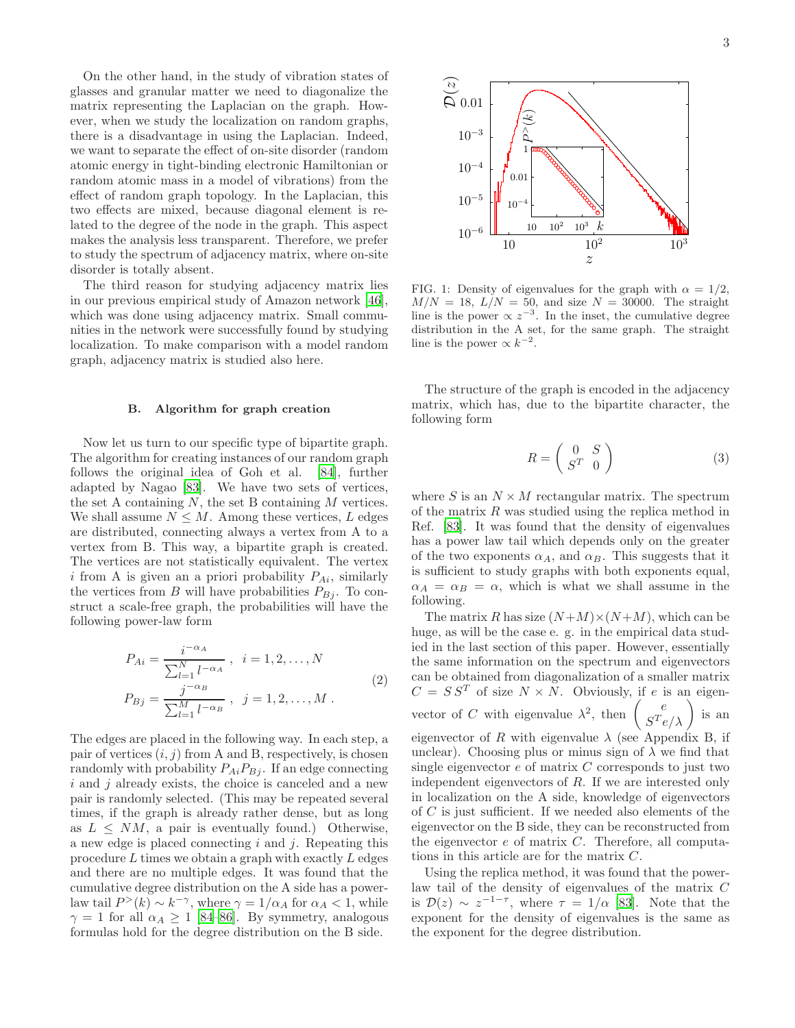On the other hand, in the study of vibration states of glasses and granular matter we need to diagonalize the matrix representing the Laplacian on the graph. However, when we study the localization on random graphs, there is a disadvantage in using the Laplacian. Indeed, we want to separate the effect of on-site disorder (random atomic energy in tight-binding electronic Hamiltonian or random atomic mass in a model of vibrations) from the effect of random graph topology. In the Laplacian, this two effects are mixed, because diagonal element is related to the degree of the node in the graph. This aspect makes the analysis less transparent. Therefore, we prefer to study the spectrum of adjacency matrix, where on-site disorder is totally absent.

The third reason for studying adjacency matrix lies in our previous empirical study of Amazon network [46], which was done using adjacency matrix. Small communities in the network were successfully found by studying localization. To make comparison with a model random graph, adjacency matrix is studied also here.

### B. Algorithm for graph creation

Now let us turn to our specific type of bipartite graph. The algorithm for creating instances of our random graph follows the original idea of Goh et al. [84], further adapted by Nagao [83]. We have two sets of vertices, the set A containing $N$, the set B containing $M$ vertices. We shall assume $N \leq M$. Among these vertices, $L$ edges are distributed, connecting always a vertex from A to a vertex from B. This way, a bipartite graph is created. The vertices are not statistically equivalent. The vertex $i$ from A is given an a priori probability $P_{Ai}$, similarly the vertices from $B$ will have probabilities $P_{Bj}$. To construct a scale-free graph, the probabilities will have the following power-law form

$$
\begin{aligned}
P_{Ai} &= \frac{i^{-\alpha_A}}{\sum_{l=1}^{N} l^{-\alpha_A}} \ , \quad i = 1, 2, \ldots, N \\
P_{Bj} &= \frac{j^{-\alpha_B}}{\sum_{l=1}^{M} l^{-\alpha_B}} \ , \quad j = 1, 2, \ldots, M \ .
\end{aligned}
\tag{2}
$$

The edges are placed in the following way. In each step, a pair of vertices $(i, j)$ from A and B, respectively, is chosen randomly with probability $P_{Ai}P_{Bj}$. If an edge connecting $i$ and $j$ already exists, the choice is canceled and a new pair is randomly selected. (This may be repeated several times, if the graph is already rather dense, but as long as $L \leq NM$, a pair is eventually found.) Otherwise, a new edge is placed connecting $i$ and $j$. Repeating this procedure $L$ times we obtain a graph with exactly $L$ edges and there are no multiple edges. It was found that the cumulative degree distribution on the A side has a power-law tail $P^{>}(k) \sim k^{-\gamma}$, where $\gamma = 1/\alpha_A$ for $\alpha_A < 1$, while $\gamma = 1$ for all $\alpha_A \geq 1$ [84–86]. By symmetry, analogous formulas hold for the degree distribution on the B side.

FIG. 1: Density of eigenvalues for the graph with $\alpha = 1/2$, $M/N = 18$, $L/N = 50$, and size $N = 30000$. The straight line is the power $\propto z^{-3}$. In the inset, the cumulative degree distribution in the A set, for the same graph. The straight line is the power $\propto k^{-2}$.

The structure of the graph is encoded in the adjacency matrix, which has, due to the bipartite character, the following form

$$
R = \begin{pmatrix} 0 & S \\ S^T & 0 \end{pmatrix}
\tag{3}
$$

where $S$ is an $N \times M$ rectangular matrix. The spectrum of the matrix $R$ was studied using the replica method in Ref. [83]. It was found that the density of eigenvalues has a power law tail which depends only on the greater of the two exponents $\alpha_A$, and $\alpha_B$. This suggests that it is sufficient to study graphs with both exponents equal, $\alpha_A = \alpha_B = \alpha$, which is what we shall assume in the following.

The matrix $R$ has size $(N+M)\times(N+M)$, which can be huge, as will be the case e. g. in the empirical data studied in the last section of this paper. However, essentially the same information on the spectrum and eigenvectors can be obtained from diagonalization of a smaller matrix $C = SS^T$ of size $N \times N$. Obviously, if $e$ is an eigenvector of $C$ with eigenvalue $\lambda^2$, then $\begin{pmatrix} e \\ S^T e/\lambda \end{pmatrix}$ is an eigenvector of $R$ with eigenvalue $\lambda$ (see Appendix B, if unclear). Choosing plus or minus sign of $\lambda$ we find that single eigenvector $e$ of matrix $C$ corresponds to just two independent eigenvectors of $R$. If we are interested only in localization on the A side, knowledge of eigenvectors of $C$ is just sufficient. If we needed also elements of the eigenvector on the B side, they can be reconstructed from the eigenvector $e$ of matrix $C$. Therefore, all computations in this article are for the matrix $C$.

Using the replica method, it was found that the power-law tail of the density of eigenvalues of the matrix $C$ is $\mathcal{D}(z) \sim z^{-1-\tau}$, where $\tau = 1/\alpha$ [83]. Note that the exponent for the density of eigenvalues is the same as the exponent for the degree distribution.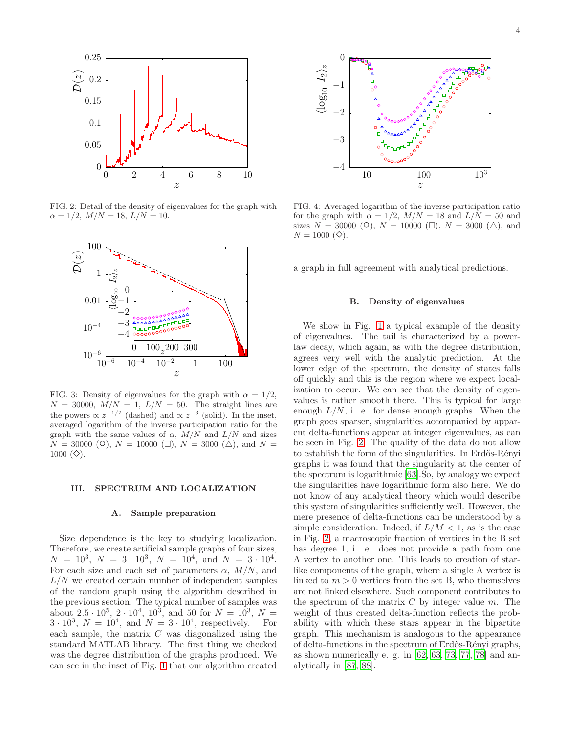FIG. 2: Detail of the density of eigenvalues for the graph with $\alpha = 1/2$, $M/N = 18$, $L/N = 10$.

FIG. 3: Density of eigenvalues for the graph with $\alpha = 1/2$, $N = 30000$, $M/N = 1$, $L/N = 50$. The straight lines are the powers $\propto z^{-1/2}$ (dashed) and $\propto z^{-3}$ (solid). In the inset, averaged logarithm of the inverse participation ratio for the graph with the same values of $\alpha$, $M/N$ and $L/N$ and sizes $N = 30000$ (○), $N = 10000$ (□), $N = 3000$ (△), and $N = 1000$ (◇).

## III. SPECTRUM AND LOCALIZATION

### A. Sample preparation

Size dependence is the key to studying localization. Therefore, we create artificial sample graphs of four sizes, $N = 10^3$, $N = 3 \cdot 10^3$, $N = 10^4$, and $N = 3 \cdot 10^4$. For each size and each set of parameters $\alpha$, $M/N$, and $L/N$ we created certain number of independent samples of the random graph using the algorithm described in the previous section. The typical number of samples was about $2.5 \cdot 10^5$, $2 \cdot 10^4$, $10^3$, and 50 for $N = 10^3$, $N = 3 \cdot 10^3$, $N = 10^4$, and $N = 3 \cdot 10^4$, respectively. For each sample, the matrix $C$ was diagonalized using the standard MATLAB library. The first thing we checked was the degree distribution of the graphs produced. We can see in the inset of Fig. 1 that our algorithm created a graph in full agreement with analytical predictions.

FIG. 4: Averaged logarithm of the inverse participation ratio for the graph with $\alpha = 1/2$, $M/N = 18$ and $L/N = 50$ and sizes $N = 30000$ (○), $N = 10000$ (□), $N = 3000$ (△), and $N = 1000$ (◇).

### B. Density of eigenvalues

We show in Fig. 1 a typical example of the density of eigenvalues. The tail is characterized by a power-law decay, which again, as with the degree distribution, agrees very well with the analytic prediction. At the lower edge of the spectrum, the density of states falls off quickly and this is the region where we expect localization to occur. We can see that the density of eigenvalues is rather smooth there. This is typical for large enough $L/N$, i. e. for dense enough graphs. When the graph goes sparser, singularities accompanied by apparent delta-functions appear at integer eigenvalues, as can be seen in Fig. 2. The quality of the data do not allow to establish the form of the singularities. In Erdős-Rényi graphs it was found that the singularity at the center of the spectrum is logarithmic [63].So, by analogy we expect the singularities have logarithmic form also here. We do not know of any analytical theory which would describe this system of singularities sufficiently well. However, the mere presence of delta-functions can be understood by a simple consideration. Indeed, if $L/M < 1$, as is the case in Fig. 2, a macroscopic fraction of vertices in the B set has degree 1, i. e. does not provide a path from one A vertex to another one. This leads to creation of star-like components of the graph, where a single A vertex is linked to $m > 0$ vertices from the set B, who themselves are not linked elsewhere. Such component contributes to the spectrum of the matrix $C$ by integer value $m$. The weight of thus created delta-function reflects the probability with which these stars appear in the bipartite graph. This mechanism is analogous to the appearance of delta-functions in the spectrum of Erdős-Rényi graphs, as shown numerically e. g. in [62, 63, 73, 77, 78] and analytically in [87, 88].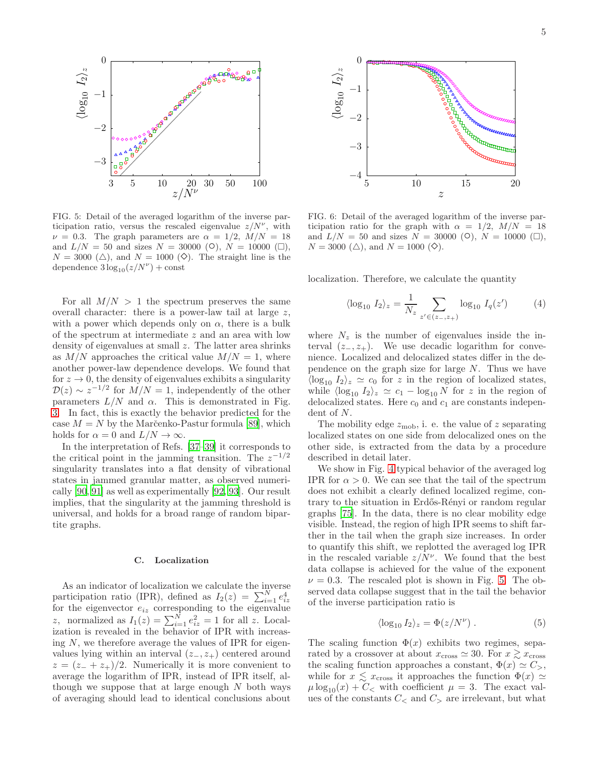FIG. 5: Detail of the averaged logarithm of the inverse participation ratio, versus the rescaled eigenvalue $z/N^{\nu}$, with $\nu = 0.3$. The graph parameters are $\alpha = 1/2$, $M/N = 18$ and $L/N = 50$ and sizes $N = 30000$ (○), $N = 10000$ (□), $N = 3000$ (△), and $N = 1000$ (◇). The straight line is the dependence $3\log_{10}(z/N^{\nu}) + \text{const}$

FIG. 6: Detail of the averaged logarithm of the inverse participation ratio for the graph with $\alpha = 1/2$, $M/N = 18$ and $L/N = 50$ and sizes $N = 30000$ (○), $N = 10000$ (□), $N = 3000$ (△), and $N = 1000$ (◇).

For all $M/N > 1$ the spectrum preserves the same overall character: there is a power-law tail at large $z$, with a power which depends only on $\alpha$, there is a bulk of the spectrum at intermediate $z$ and an area with low density of eigenvalues at small $z$. The latter area shrinks as $M/N$ approaches the critical value $M/N = 1$, where another power-law dependence develops. We found that for $z \to 0$, the density of eigenvalues exhibits a singularity $\mathcal{D}(z) \sim z^{-1/2}$ for $M/N = 1$, independently of the other parameters $L/N$ and $\alpha$. This is demonstrated in Fig. 3. In fact, this is exactly the behavior predicted for the case $M = N$ by the Marčenko-Pastur formula [89], which holds for $\alpha = 0$ and $L/N \to \infty$.

In the interpretation of Refs. [37–39] it corresponds to the critical point in the jamming transition. The $z^{-1/2}$ singularity translates into a flat density of vibrational states in jammed granular matter, as observed numerically [90, 91] as well as experimentally [92, 93]. Our result implies, that the singularity at the jamming threshold is universal, and holds for a broad range of random bipartite graphs.

### C. Localization

As an indicator of localization we calculate the inverse participation ratio (IPR), defined as $I_2(z) = \sum_{i=1}^{N} e_{iz}^4$ for the eigenvector $e_{iz}$ corresponding to the eigenvalue $z$, normalized as $I_1(z) = \sum_{i=1}^{N} e_{iz}^2 = 1$ for all $z$. Localization is revealed in the behavior of IPR with increasing $N$, we therefore average the values of IPR for eigenvalues lying within an interval $(z_-, z_+)$ centered around $z = (z_- + z_+)/2$. Numerically it is more convenient to average the logarithm of IPR, instead of IPR itself, although we suppose that at large enough $N$ both ways of averaging should lead to identical conclusions about localization. Therefore, we calculate the quantity

$$\langle \log_{10} I_2 \rangle_z = \frac{1}{N_z} \sum_{z' \in (z_-, z_+)} \log_{10} I_q(z') \qquad (4)$$

where $N_z$ is the number of eigenvalues inside the interval $(z_-, z_+)$. We use decadic logarithm for convenience. Localized and delocalized states differ in the dependence on the graph size for large $N$. Thus we have $\langle \log_{10} I_2 \rangle_z \simeq c_0$ for $z$ in the region of localized states, while $\langle \log_{10} I_2 \rangle_z \simeq c_1 - \log_{10} N$ for $z$ in the region of delocalized states. Here $c_0$ and $c_1$ are constants independent of $N$.

The mobility edge $z_{\text{mob}}$, i. e. the value of $z$ separating localized states on one side from delocalized ones on the other side, is extracted from the data by a procedure described in detail later.

We show in Fig. 4 typical behavior of the averaged log IPR for $\alpha > 0$. We can see that the tail of the spectrum does not exhibit a clearly defined localized regime, contrary to the situation in Erdős-Rényi or random regular graphs [75]. In the data, there is no clear mobility edge visible. Instead, the region of high IPR seems to shift farther in the tail when the graph size increases. In order to quantify this shift, we replotted the averaged log IPR in the rescaled variable $z/N^{\nu}$. We found that the best data collapse is achieved for the value of the exponent $\nu = 0.3$. The rescaled plot is shown in Fig. 5. The observed data collapse suggest that in the tail the behavior of the inverse participation ratio is

$$\langle \log_{10} I_2 \rangle_z = \Phi(z/N^{\nu}) \,. \qquad (5)$$

The scaling function $\Phi(x)$ exhibits two regimes, separated by a crossover at about $x_{\text{cross}} \simeq 30$. For $x \gtrsim x_{\text{cross}}$ the scaling function approaches a constant, $\Phi(x) \simeq C_>$, while for $x \lesssim x_{\text{cross}}$ it approaches the function $\Phi(x) \simeq \mu \log_{10}(x) + C_<$ with coefficient $\mu = 3$. The exact values of the constants $C_<$ and $C_>$ are irrelevant, but what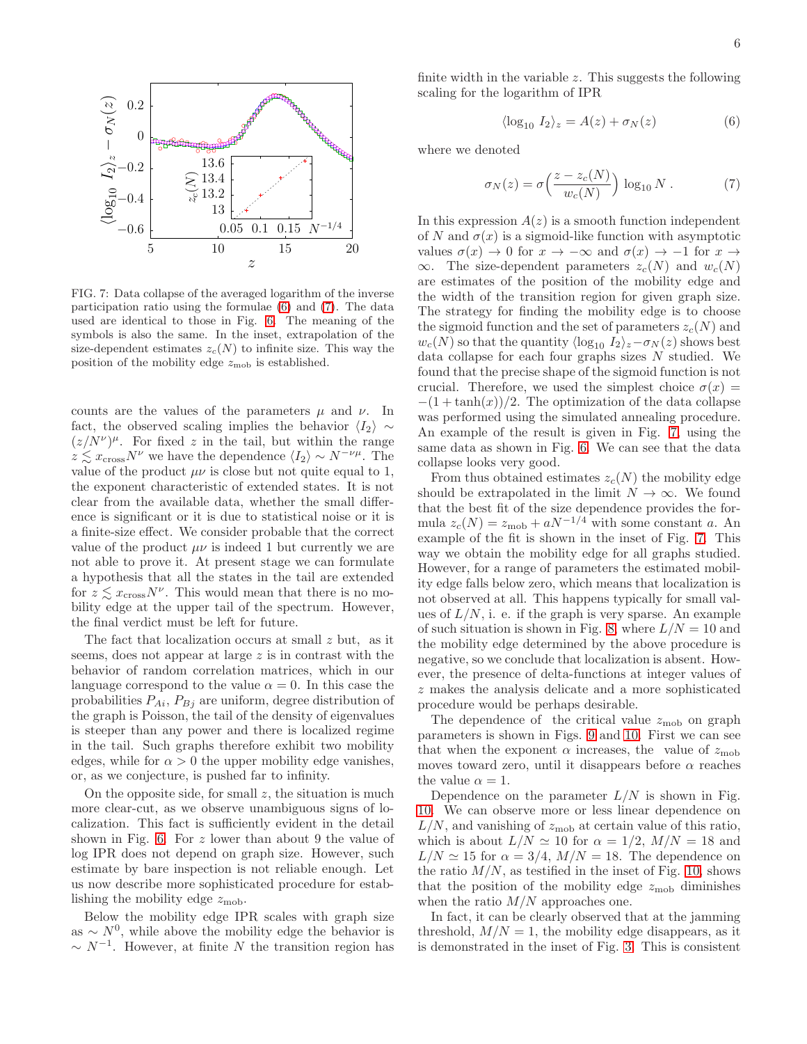FIG. 7: Data collapse of the averaged logarithm of the inverse participation ratio using the formulae (6) and (7). The data used are identical to those in Fig. 6. The meaning of the symbols is also the same. In the inset, extrapolation of the size-dependent estimates $z_c(N)$ to infinite size. This way the position of the mobility edge $z_{\rm mob}$ is established.

counts are the values of the parameters $\mu$ and $\nu$. In fact, the observed scaling implies the behavior $\langle I_2 \rangle \sim (z/N^\nu)^\mu$. For fixed $z$ in the tail, but within the range $z \lesssim x_{\rm cross} N^\nu$ we have the dependence $\langle I_2 \rangle \sim N^{-\nu\mu}$. The value of the product $\mu\nu$ is close but not quite equal to 1, the exponent characteristic of extended states. It is not clear from the available data, whether the small difference is significant or it is due to statistical noise or it is a finite-size effect. We consider probable that the correct value of the product $\mu\nu$ is indeed 1 but currently we are not able to prove it. At present stage we can formulate a hypothesis that all the states in the tail are extended for $z \lesssim x_{\rm cross} N^\nu$. This would mean that there is no mobility edge at the upper tail of the spectrum. However, the final verdict must be left for future.

The fact that localization occurs at small $z$ but, as it seems, does not appear at large $z$ is in contrast with the behavior of random correlation matrices, which in our language correspond to the value $\alpha = 0$. In this case the probabilities $P_{Ai}$, $P_{Bj}$ are uniform, degree distribution of the graph is Poisson, the tail of the density of eigenvalues is steeper than any power and there is localized regime in the tail. Such graphs therefore exhibit two mobility edges, while for $\alpha > 0$ the upper mobility edge vanishes, or, as we conjecture, is pushed far to infinity.

On the opposite side, for small $z$, the situation is much more clear-cut, as we observe unambiguous signs of localization. This fact is sufficiently evident in the detail shown in Fig. 6. For $z$ lower than about 9 the value of log IPR does not depend on graph size. However, such estimate by bare inspection is not reliable enough. Let us now describe more sophisticated procedure for establishing the mobility edge $z_{\rm mob}$.

Below the mobility edge IPR scales with graph size as $\sim N^0$, while above the mobility edge the behavior is $\sim N^{-1}$. However, at finite $N$ the transition region has finite width in the variable $z$. This suggests the following scaling for the logarithm of IPR

$$\langle \log_{10} I_2 \rangle_z = A(z) + \sigma_N(z) \tag{6}$$

where we denoted

$$\sigma_N(z) = \sigma\Big(\frac{z - z_c(N)}{w_c(N)}\Big) \log_{10} N\ . \tag{7}$$

In this expression $A(z)$ is a smooth function independent of $N$ and $\sigma(x)$ is a sigmoid-like function with asymptotic values $\sigma(x) \to 0$ for $x \to -\infty$ and $\sigma(x) \to -1$ for $x \to \infty$. The size-dependent parameters $z_c(N)$ and $w_c(N)$ are estimates of the position of the mobility edge and the width of the transition region for given graph size. The strategy for finding the mobility edge is to choose the sigmoid function and the set of parameters $z_c(N)$ and $w_c(N)$ so that the quantity $\langle \log_{10} I_2 \rangle_z - \sigma_N(z)$ shows best data collapse for each four graphs sizes $N$ studied. We found that the precise shape of the sigmoid function is not crucial. Therefore, we used the simplest choice $\sigma(x) = -(1 + \tanh(x))/2$. The optimization of the data collapse was performed using the simulated annealing procedure. An example of the result is given in Fig. 7, using the same data as shown in Fig. 6. We can see that the data collapse looks very good.

From thus obtained estimates $z_c(N)$ the mobility edge should be extrapolated in the limit $N \to \infty$. We found that the best fit of the size dependence provides the formula $z_c(N) = z_{\rm mob} + aN^{-1/4}$ with some constant $a$. An example of the fit is shown in the inset of Fig. 7. This way we obtain the mobility edge for all graphs studied. However, for a range of parameters the estimated mobility edge falls below zero, which means that localization is not observed at all. This happens typically for small values of $L/N$, i. e. if the graph is very sparse. An example of such situation is shown in Fig. 8, where $L/N = 10$ and the mobility edge determined by the above procedure is negative, so we conclude that localization is absent. However, the presence of delta-functions at integer values of $z$ makes the analysis delicate and a more sophisticated procedure would be perhaps desirable.

The dependence of the critical value $z_{\rm mob}$ on graph parameters is shown in Figs. 9 and 10. First we can see that when the exponent $\alpha$ increases, the value of $z_{\rm mob}$ moves toward zero, until it disappears before $\alpha$ reaches the value $\alpha = 1$.

Dependence on the parameter $L/N$ is shown in Fig. 10. We can observe more or less linear dependence on $L/N$, and vanishing of $z_{\rm mob}$ at certain value of this ratio, which is about $L/N \simeq 10$ for $\alpha = 1/2$, $M/N = 18$ and $L/N \simeq 15$ for $\alpha = 3/4$, $M/N = 18$. The dependence on the ratio $M/N$, as testified in the inset of Fig. 10, shows that the position of the mobility edge $z_{\rm mob}$ diminishes when the ratio $M/N$ approaches one.

In fact, it can be clearly observed that at the jamming threshold, $M/N = 1$, the mobility edge disappears, as it is demonstrated in the inset of Fig. 3. This is consistent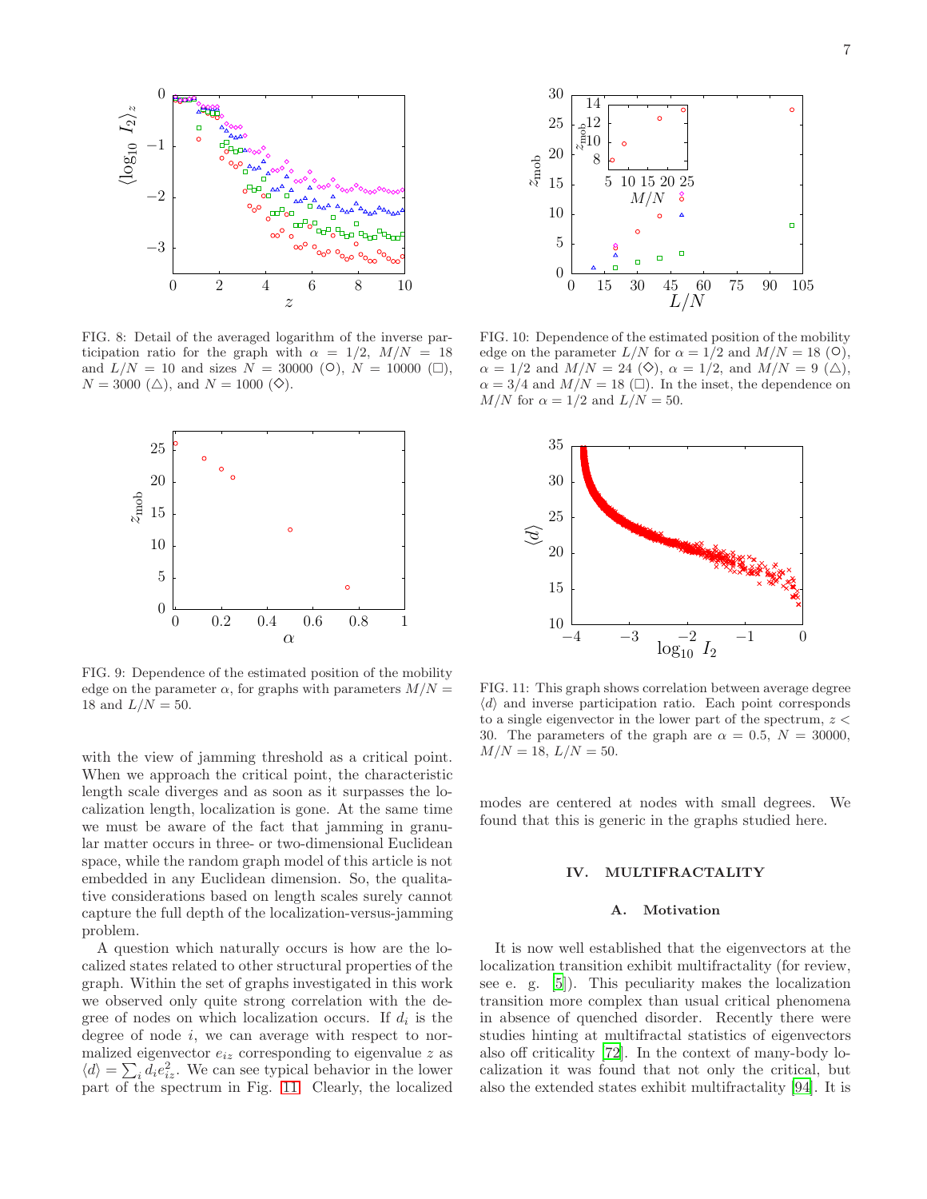FIG. 8: Detail of the averaged logarithm of the inverse participation ratio for the graph with $\alpha = 1/2$, $M/N = 18$ and $L/N = 10$ and sizes $N = 30000$ (○), $N = 10000$ (□), $N = 3000$ (△), and $N = 1000$ (◇).

FIG. 9: Dependence of the estimated position of the mobility edge on the parameter $\alpha$, for graphs with parameters $M/N = 18$ and $L/N = 50$.

with the view of jamming threshold as a critical point. When we approach the critical point, the characteristic length scale diverges and as soon as it surpasses the localization length, localization is gone. At the same time we must be aware of the fact that jamming in granular matter occurs in three- or two-dimensional Euclidean space, while the random graph model of this article is not embedded in any Euclidean dimension. So, the qualitative considerations based on length scales surely cannot capture the full depth of the localization-versus-jamming problem.

A question which naturally occurs is how are the localized states related to other structural properties of the graph. Within the set of graphs investigated in this work we observed only quite strong correlation with the degree of nodes on which localization occurs. If $d_i$ is the degree of node $i$, we can average with respect to normalized eigenvector $e_{iz}$ corresponding to eigenvalue $z$ as $\langle d \rangle = \sum_i d_i e_{iz}^2$. We can see typical behavior in the lower part of the spectrum in Fig. 11. Clearly, the localized modes are centered at nodes with small degrees. We found that this is generic in the graphs studied here.

FIG. 10: Dependence of the estimated position of the mobility edge on the parameter $L/N$ for $\alpha = 1/2$ and $M/N = 18$ (○), $\alpha = 1/2$ and $M/N = 24$ (◇), $\alpha = 1/2$, and $M/N = 9$ (△), $\alpha = 3/4$ and $M/N = 18$ (□). In the inset, the dependence on $M/N$ for $\alpha = 1/2$ and $L/N = 50$.

FIG. 11: This graph shows correlation between average degree $\langle d \rangle$ and inverse participation ratio. Each point corresponds to a single eigenvector in the lower part of the spectrum, $z < 30$. The parameters of the graph are $\alpha = 0.5$, $N = 30000$, $M/N = 18$, $L/N = 50$.

## IV. MULTIFRACTALITY

### A. Motivation

It is now well established that the eigenvectors at the localization transition exhibit multifractality (for review, see e. g. [5]). This peculiarity makes the localization transition more complex than usual critical phenomena in absence of quenched disorder. Recently there were studies hinting at multifractal statistics of eigenvectors also off criticality [72]. In the context of many-body localization it was found that not only the critical, but also the extended states exhibit multifractality [94]. It is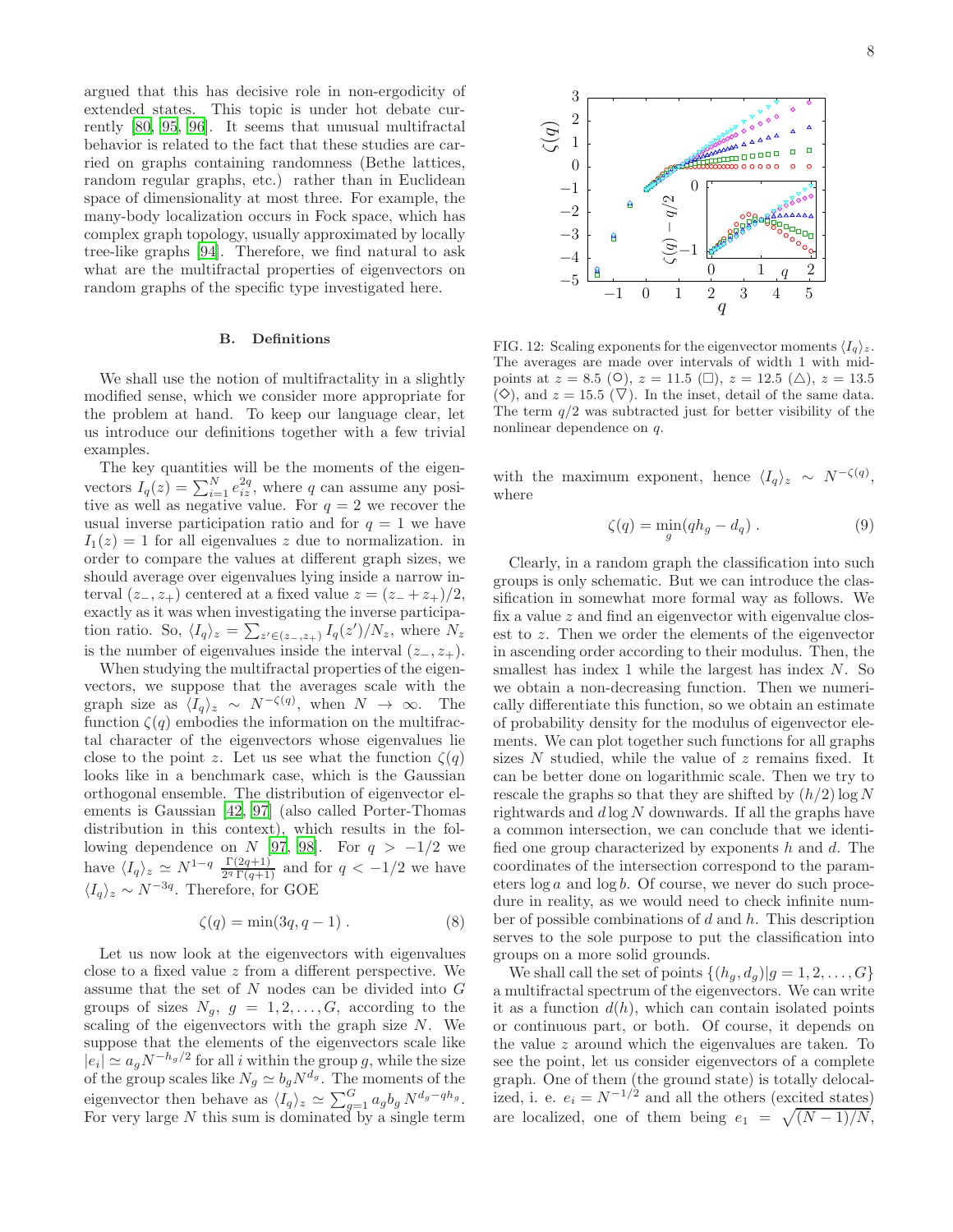argued that this has decisive role in non-ergodicity of extended states. This topic is under hot debate currently [80, 95, 96]. It seems that unusual multifractal behavior is related to the fact that these studies are carried on graphs containing randomness (Bethe lattices, random regular graphs, etc.) rather than in Euclidean space of dimensionality at most three. For example, the many-body localization occurs in Fock space, which has complex graph topology, usually approximated by locally tree-like graphs [94]. Therefore, we find natural to ask what are the multifractal properties of eigenvectors on random graphs of the specific type investigated here.

### B. Definitions

We shall use the notion of multifractality in a slightly modified sense, which we consider more appropriate for the problem at hand. To keep our language clear, let us introduce our definitions together with a few trivial examples.

The key quantities will be the moments of the eigenvectors $I_q(z) = \sum_{i=1}^N e_{iz}^{2q}$, where $q$ can assume any positive as well as negative value. For $q = 2$ we recover the usual inverse participation ratio and for $q = 1$ we have $I_1(z) = 1$ for all eigenvalues $z$ due to normalization. in order to compare the values at different graph sizes, we should average over eigenvalues lying inside a narrow interval $(z_-, z_+)$ centered at a fixed value $z = (z_- + z_+)/2$, exactly as it was when investigating the inverse participation ratio. So, $\langle I_q \rangle_z = \sum_{z' \in (z_-, z_+)} I_q(z')/N_z$, where $N_z$ is the number of eigenvalues inside the interval $(z_-, z_+)$.

When studying the multifractal properties of the eigenvectors, we suppose that the averages scale with the graph size as $\langle I_q \rangle_z \sim N^{-\zeta(q)}$, when $N \to \infty$. The function $\zeta(q)$ embodies the information on the multifractal character of the eigenvectors whose eigenvalues lie close to the point $z$. Let us see what the function $\zeta(q)$ looks like in a benchmark case, which is the Gaussian orthogonal ensemble. The distribution of eigenvector elements is Gaussian [42, 97] (also called Porter-Thomas distribution in this context), which results in the following dependence on $N$ [97, 98]. For $q > -1/2$ we have $\langle I_q \rangle_z \simeq N^{1-q} \frac{\Gamma(2q+1)}{2^q\,\Gamma(q+1)}$ and for $q < -1/2$ we have $\langle I_q \rangle_z \sim N^{-3q}$. Therefore, for GOE

$$\zeta(q) = \min(3q, q-1)\,. \tag{8}$$

Let us now look at the eigenvectors with eigenvalues close to a fixed value $z$ from a different perspective. We assume that the set of $N$ nodes can be divided into $G$ groups of sizes $N_g$, $g = 1, 2, \ldots, G$, according to the scaling of the eigenvectors with the graph size $N$. We suppose that the elements of the eigenvectors scale like $|e_i| \simeq a_g N^{-h_g/2}$ for all $i$ within the group $g$, while the size of the group scales like $N_g \simeq b_g N^{d_g}$. The moments of the eigenvector then behave as $\langle I_q \rangle_z \simeq \sum_{g=1}^G a_g b_g\, N^{d_g - q h_g}$. For very large $N$ this sum is dominated by a single term with the maximum exponent, hence $\langle I_q \rangle_z \sim N^{-\zeta(q)}$, where

$$\zeta(q) = \min_g (q h_g - d_q)\,. \tag{9}$$

FIG. 12: Scaling exponents for the eigenvector moments $\langle I_q \rangle_z$. The averages are made over intervals of width 1 with midpoints at $z = 8.5$ (○), $z = 11.5$ (□), $z = 12.5$ (△), $z = 13.5$ (◇), and $z = 15.5$ (▽). In the inset, detail of the same data. The term $q/2$ was subtracted just for better visibility of the nonlinear dependence on $q$.

Clearly, in a random graph the classification into such groups is only schematic. But we can introduce the classification in somewhat more formal way as follows. We fix a value $z$ and find an eigenvector with eigenvalue closest to $z$. Then we order the elements of the eigenvector in ascending order according to their modulus. Then, the smallest has index 1 while the largest has index $N$. So we obtain a non-decreasing function. Then we numerically differentiate this function, so we obtain an estimate of probability density for the modulus of eigenvector elements. We can plot together such functions for all graphs sizes $N$ studied, while the value of $z$ remains fixed. It can be better done on logarithmic scale. Then we try to rescale the graphs so that they are shifted by $(h/2)\log N$ rightwards and $d \log N$ downwards. If all the graphs have a common intersection, we can conclude that we identified one group characterized by exponents $h$ and $d$. The coordinates of the intersection correspond to the parameters $\log a$ and $\log b$. Of course, we never do such procedure in reality, as we would need to check infinite number of possible combinations of $d$ and $h$. This description serves to the sole purpose to put the classification into groups on a more solid grounds.

We shall call the set of points $\{(h_g, d_g)|g = 1, 2, \ldots, G\}$ a multifractal spectrum of the eigenvectors. We can write it as a function $d(h)$, which can contain isolated points or continuous part, or both. Of course, it depends on the value $z$ around which the eigenvalues are taken. To see the point, let us consider eigenvectors of a complete graph. One of them (the ground state) is totally delocalized, i. e. $e_i = N^{-1/2}$ and all the others (excited states) are localized, one of them being $e_1 = \sqrt{(N-1)/N}$,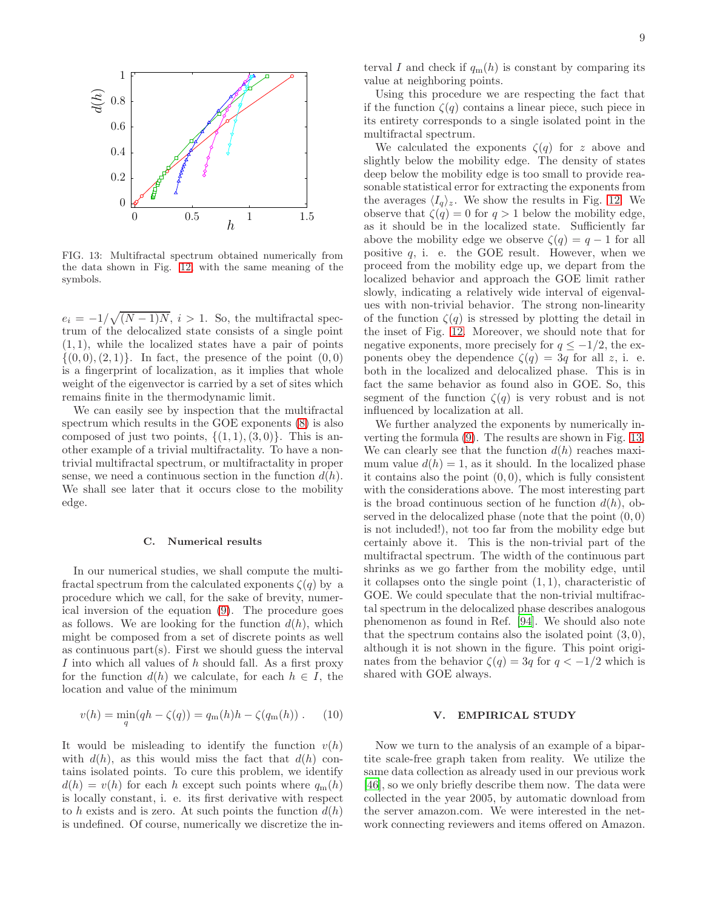FIG. 13: Multifractal spectrum obtained numerically from the data shown in Fig. 12 with the same meaning of the symbols.

$e_i = -1/\sqrt{(N-1)N}$, $i > 1$. So, the multifractal spectrum of the delocalized state consists of a single point $(1, 1)$, while the localized states have a pair of points $\{(0, 0), (2, 1)\}$. In fact, the presence of the point $(0, 0)$ is a fingerprint of localization, as it implies that whole weight of the eigenvector is carried by a set of sites which remains finite in the thermodynamic limit.

We can easily see by inspection that the multifractal spectrum which results in the GOE exponents (8) is also composed of just two points, $\{(1, 1), (3, 0)\}$. This is another example of a trivial multifractality. To have a non-trivial multifractal spectrum, or multifractality in proper sense, we need a continuous section in the function $d(h)$. We shall see later that it occurs close to the mobility edge.

### C. Numerical results

In our numerical studies, we shall compute the multifractal spectrum from the calculated exponents $\zeta(q)$ by a procedure which we call, for the sake of brevity, numerical inversion of the equation (9). The procedure goes as follows. We are looking for the function $d(h)$, which might be composed from a set of discrete points as well as continuous part(s). First we should guess the interval $I$ into which all values of $h$ should fall. As a first proxy for the function $d(h)$ we calculate, for each $h \in I$, the location and value of the minimum

$$v(h) = \min_q (qh - \zeta(q)) = q_{\mathrm{m}}(h)h - \zeta(q_{\mathrm{m}}(h)) \,. \quad (10)$$

It would be misleading to identify the function $v(h)$ with $d(h)$, as this would miss the fact that $d(h)$ contains isolated points. To cure this problem, we identify $d(h) = v(h)$ for each $h$ except such points where $q_{\mathrm{m}}(h)$ is locally constant, i. e. its first derivative with respect to $h$ exists and is zero. At such points the function $d(h)$ is undefined. Of course, numerically we discretize the interval $I$ and check if $q_{\mathrm{m}}(h)$ is constant by comparing its value at neighboring points.

Using this procedure we are respecting the fact that if the function $\zeta(q)$ contains a linear piece, such piece in its entirety corresponds to a single isolated point in the multifractal spectrum.

We calculated the exponents $\zeta(q)$ for $z$ above and slightly below the mobility edge. The density of states deep below the mobility edge is too small to provide reasonable statistical error for extracting the exponents from the averages $\langle I_q \rangle_z$. We show the results in Fig. 12. We observe that $\zeta(q) = 0$ for $q > 1$ below the mobility edge, as it should be in the localized state. Sufficiently far above the mobility edge we observe $\zeta(q) = q - 1$ for all positive $q$, i. e. the GOE result. However, when we proceed from the mobility edge up, we depart from the localized behavior and approach the GOE limit rather slowly, indicating a relatively wide interval of eigenvalues with non-trivial behavior. The strong non-linearity of the function $\zeta(q)$ is stressed by plotting the detail in the inset of Fig. 12. Moreover, we should note that for negative exponents, more precisely for $q \leq -1/2$, the exponents obey the dependence $\zeta(q) = 3q$ for all $z$, i. e. both in the localized and delocalized phase. This is in fact the same behavior as found also in GOE. So, this segment of the function $\zeta(q)$ is very robust and is not influenced by localization at all.

We further analyzed the exponents by numerically inverting the formula (9). The results are shown in Fig. 13. We can clearly see that the function $d(h)$ reaches maximum value $d(h) = 1$, as it should. In the localized phase it contains also the point $(0, 0)$, which is fully consistent with the considerations above. The most interesting part is the broad continuous section of he function $d(h)$, observed in the delocalized phase (note that the point $(0, 0)$ is not included!), not too far from the mobility edge but certainly above it. This is the non-trivial part of the multifractal spectrum. The width of the continuous part shrinks as we go farther from the mobility edge, until it collapses onto the single point $(1, 1)$, characteristic of GOE. We could speculate that the non-trivial multifractal spectrum in the delocalized phase describes analogous phenomenon as found in Ref. [94]. We should also note that the spectrum contains also the isolated point $(3, 0)$, although it is not shown in the figure. This point originates from the behavior $\zeta(q) = 3q$ for $q < -1/2$ which is shared with GOE always.

## V. EMPIRICAL STUDY

Now we turn to the analysis of an example of a bipartite scale-free graph taken from reality. We utilize the same data collection as already used in our previous work [46], so we only briefly describe them now. The data were collected in the year 2005, by automatic download from the server amazon.com. We were interested in the network connecting reviewers and items offered on Amazon.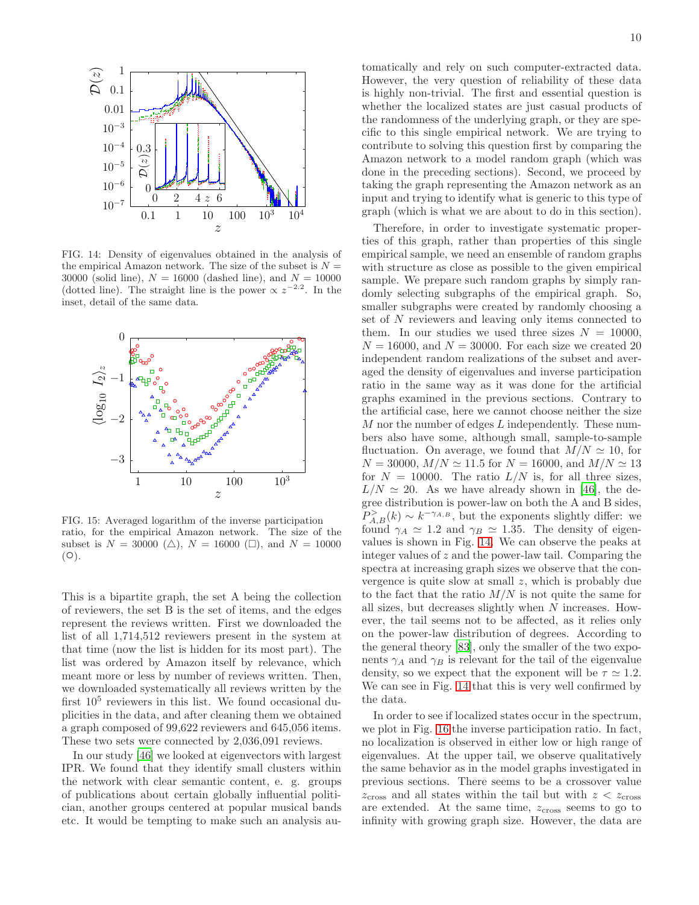FIG. 14: Density of eigenvalues obtained in the analysis of the empirical Amazon network. The size of the subset is $N = 30000$ (solid line), $N = 16000$ (dashed line), and $N = 10000$ (dotted line). The straight line is the power $\propto z^{-2.2}$. In the inset, detail of the same data.

FIG. 15: Averaged logarithm of the inverse participation ratio, for the empirical Amazon network. The size of the subset is $N = 30000$ (△), $N = 16000$ (□), and $N = 10000$ (○).

This is a bipartite graph, the set A being the collection of reviewers, the set B is the set of items, and the edges represent the reviews written. First we downloaded the list of all 1,714,512 reviewers present in the system at that time (now the list is hidden for its most part). The list was ordered by Amazon itself by relevance, which meant more or less by number of reviews written. Then, we downloaded systematically all reviews written by the first $10^5$ reviewers in this list. We found occasional duplicities in the data, and after cleaning them we obtained a graph composed of 99,622 reviewers and 645,056 items. These two sets were connected by 2,036,091 reviews.

In our study [46] we looked at eigenvectors with largest IPR. We found that they identify small clusters within the network with clear semantic content, e. g. groups of publications about certain globally influential politician, another groups centered at popular musical bands etc. It would be tempting to make such an analysis automatically and rely on such computer-extracted data. However, the very question of reliability of these data is highly non-trivial. The first and essential question is whether the localized states are just casual products of the randomness of the underlying graph, or they are specific to this single empirical network. We are trying to contribute to solving this question first by comparing the Amazon network to a model random graph (which was done in the preceding sections). Second, we proceed by taking the graph representing the Amazon network as an input and trying to identify what is generic to this type of graph (which is what we are about to do in this section).

Therefore, in order to investigate systematic properties of this graph, rather than properties of this single empirical sample, we need an ensemble of random graphs with structure as close as possible to the given empirical sample. We prepare such random graphs by simply randomly selecting subgraphs of the empirical graph. So, smaller subgraphs were created by randomly choosing a set of $N$ reviewers and leaving only items connected to them. In our studies we used three sizes $N = 10000$, $N = 16000$, and $N = 30000$. For each size we created 20 independent random realizations of the subset and averaged the density of eigenvalues and inverse participation ratio in the same way as it was done for the artificial graphs examined in the previous sections. Contrary to the artificial case, here we cannot choose neither the size $M$ nor the number of edges $L$ independently. These numbers also have some, although small, sample-to-sample fluctuation. On average, we found that $M/N \simeq 10$, for $N = 30000$, $M/N \simeq 11.5$ for $N = 16000$, and $M/N \simeq 13$ for $N = 10000$. The ratio $L/N$ is, for all three sizes, $L/N \simeq 20$. As we have already shown in [46], the degree distribution is power-law on both the A and B sides, $P^{>}_{A,B}(k) \sim k^{-\gamma_{A,B}}$, but the exponents slightly differ: we found $\gamma_A \simeq 1.2$ and $\gamma_B \simeq 1.35$. The density of eigenvalues is shown in Fig. 14. We can observe the peaks at integer values of $z$ and the power-law tail. Comparing the spectra at increasing graph sizes we observe that the convergence is quite slow at small $z$, which is probably due to the fact that the ratio $M/N$ is not quite the same for all sizes, but decreases slightly when $N$ increases. However, the tail seems not to be affected, as it relies only on the power-law distribution of degrees. According to the general theory [83], only the smaller of the two exponents $\gamma_A$ and $\gamma_B$ is relevant for the tail of the eigenvalue density, so we expect that the exponent will be $\tau \simeq 1.2$. We can see in Fig. 14 that this is very well confirmed by the data.

In order to see if localized states occur in the spectrum, we plot in Fig. 16 the inverse participation ratio. In fact, no localization is observed in either low or high range of eigenvalues. At the upper tail, we observe qualitatively the same behavior as in the model graphs investigated in previous sections. There seems to be a crossover value $z_{\text{cross}}$ and all states within the tail but with $z < z_{\text{cross}}$ are extended. At the same time, $z_{\text{cross}}$ seems to go to infinity with growing graph size. However, the data are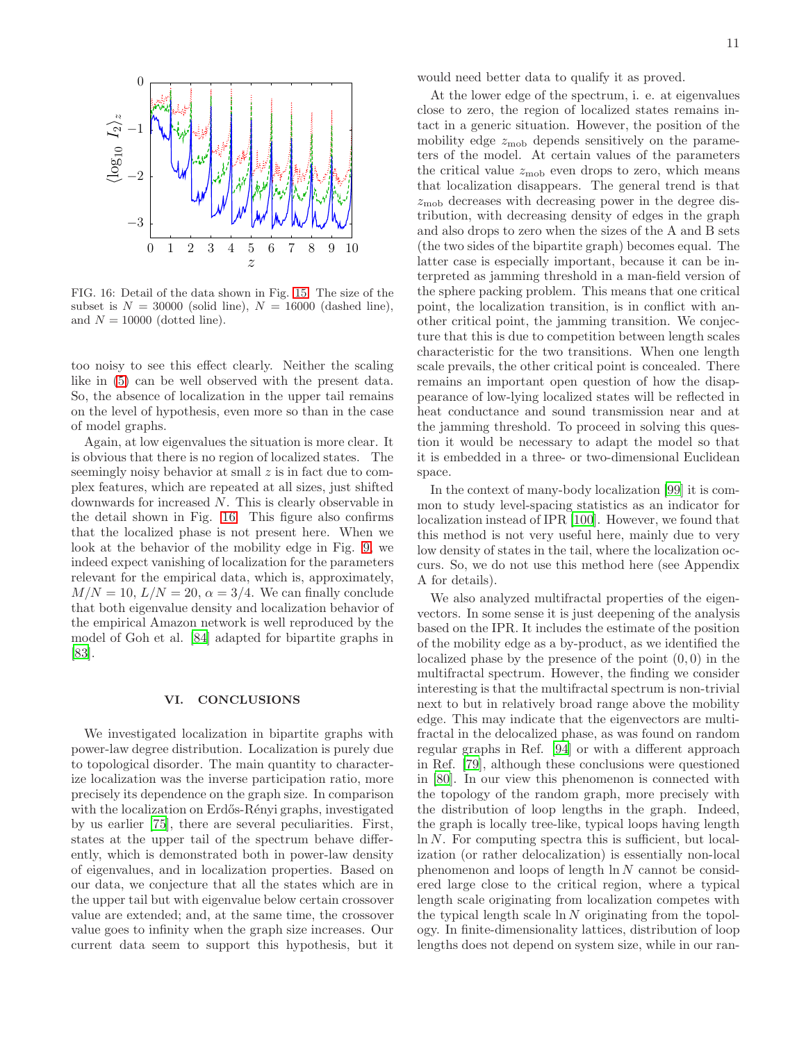0

−1

−2

−3

$\langle \log_{10} I_2 \rangle_z$

0 1 2 3 4 5 6 7 8 9 10

$z$

FIG. 16: Detail of the data shown in Fig. 15. The size of the subset is $N = 30000$ (solid line), $N = 16000$ (dashed line), and $N = 10000$ (dotted line).

too noisy to see this effect clearly. Neither the scaling like in (5) can be well observed with the present data. So, the absence of localization in the upper tail remains on the level of hypothesis, even more so than in the case of model graphs.

Again, at low eigenvalues the situation is more clear. It is obvious that there is no region of localized states. The seemingly noisy behavior at small $z$ is in fact due to complex features, which are repeated at all sizes, just shifted downwards for increased $N$. This is clearly observable in the detail shown in Fig. 16. This figure also confirms that the localized phase is not present here. When we look at the behavior of the mobility edge in Fig. 9, we indeed expect vanishing of localization for the parameters relevant for the empirical data, which is, approximately, $M/N = 10$, $L/N = 20$, $\alpha = 3/4$. We can finally conclude that both eigenvalue density and localization behavior of the empirical Amazon network is well reproduced by the model of Goh et al. [84] adapted for bipartite graphs in [83].

## VI. CONCLUSIONS

We investigated localization in bipartite graphs with power-law degree distribution. Localization is purely due to topological disorder. The main quantity to characterize localization was the inverse participation ratio, more precisely its dependence on the graph size. In comparison with the localization on Erdős-Rényi graphs, investigated by us earlier [75], there are several peculiarities. First, states at the upper tail of the spectrum behave differently, which is demonstrated both in power-law density of eigenvalues, and in localization properties. Based on our data, we conjecture that all the states which are in the upper tail but with eigenvalue below certain crossover value are extended; and, at the same time, the crossover value goes to infinity when the graph size increases. Our current data seem to support this hypothesis, but it would need better data to qualify it as proved.

At the lower edge of the spectrum, i. e. at eigenvalues close to zero, the region of localized states remains intact in a generic situation. However, the position of the mobility edge $z_{\text{mob}}$ depends sensitively on the parameters of the model. At certain values of the parameters the critical value $z_{\text{mob}}$ even drops to zero, which means that localization disappears. The general trend is that $z_{\text{mob}}$ decreases with decreasing power in the degree distribution, with decreasing density of edges in the graph and also drops to zero when the sizes of the A and B sets (the two sides of the bipartite graph) becomes equal. The latter case is especially important, because it can be interpreted as jamming threshold in a man-field version of the sphere packing problem. This means that one critical point, the localization transition, is in conflict with another critical point, the jamming transition. We conjecture that this is due to competition between length scales characteristic for the two transitions. When one length scale prevails, the other critical point is concealed. There remains an important open question of how the disappearance of low-lying localized states will be reflected in heat conductance and sound transmission near and at the jamming threshold. To proceed in solving this question it would be necessary to adapt the model so that it is embedded in a three- or two-dimensional Euclidean space.

In the context of many-body localization [99] it is common to study level-spacing statistics as an indicator for localization instead of IPR [100]. However, we found that this method is not very useful here, mainly due to very low density of states in the tail, where the localization occurs. So, we do not use this method here (see Appendix A for details).

We also analyzed multifractal properties of the eigenvectors. In some sense it is just deepening of the analysis based on the IPR. It includes the estimate of the position of the mobility edge as a by-product, as we identified the localized phase by the presence of the point $(0, 0)$ in the multifractal spectrum. However, the finding we consider interesting is that the multifractal spectrum is non-trivial next to but in relatively broad range above the mobility edge. This may indicate that the eigenvectors are multifractal in the delocalized phase, as was found on random regular graphs in Ref. [94] or with a different approach in Ref. [79], although these conclusions were questioned in [80]. In our view this phenomenon is connected with the topology of the random graph, more precisely with the distribution of loop lengths in the graph. Indeed, the graph is locally tree-like, typical loops having length $\ln N$. For computing spectra this is sufficient, but localization (or rather delocalization) is essentially non-local phenomenon and loops of length $\ln N$ cannot be considered large close to the critical region, where a typical length scale originating from localization competes with the typical length scale $\ln N$ originating from the topology. In finite-dimensionality lattices, distribution of loop lengths does not depend on system size, while in our ran-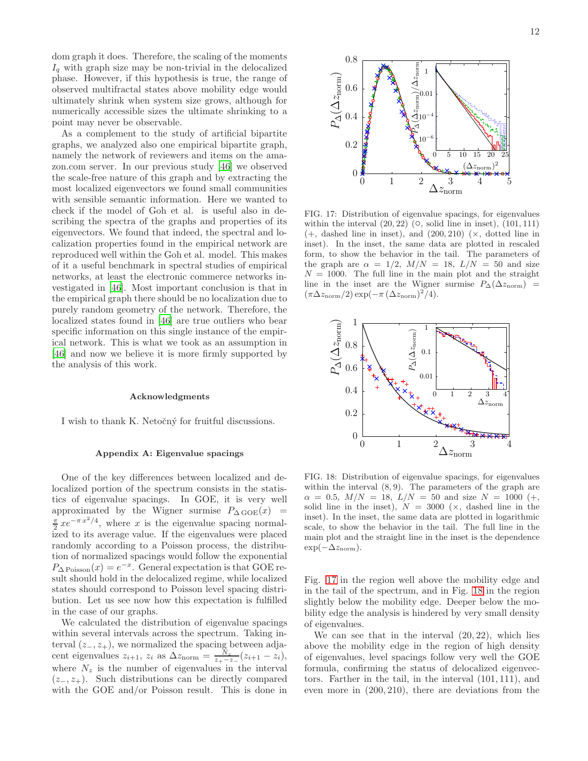dom graph it does. Therefore, the scaling of the moments $I_q$ with graph size may be non-trivial in the delocalized phase. However, if this hypothesis is true, the range of observed multifractal states above mobility edge would ultimately shrink when system size grows, although for numerically accessible sizes the ultimate shrinking to a point may never be observable.

As a complement to the study of artificial bipartite graphs, we analyzed also one empirical bipartite graph, namely the network of reviewers and items on the amazon.com server. In our previous study [46] we observed the scale-free nature of this graph and by extracting the most localized eigenvectors we found small communities with sensible semantic information. Here we wanted to check if the model of Goh et al. is useful also in describing the spectra of the graphs and properties of its eigenvectors. We found that indeed, the spectral and localization properties found in the empirical network are reproduced well within the Goh et al. model. This makes of it a useful benchmark in spectral studies of empirical networks, at least the electronic commerce networks investigated in [46]. Most important conclusion is that in the empirical graph there should be no localization due to purely random geometry of the network. Therefore, the localized states found in [46] are true outliers who bear specific information on this single instance of the empirical network. This is what we took as an assumption in [46] and now we believe it is more firmly supported by the analysis of this work.

### Acknowledgments

I wish to thank K. Netočný for fruitful discussions.

### Appendix A: Eigenvalue spacings

One of the key differences between localized and delocalized portion of the spectrum consists in the statistics of eigenvalue spacings. In GOE, it is very well approximated by the Wigner surmise $P_{\Delta\,\mathrm{GOE}}(x) = \frac{\pi}{2}\,x e^{-\pi\,x^2/4}$, where $x$ is the eigenvalue spacing normalized to its average value. If the eigenvalues were placed randomly according to a Poisson process, the distribution of normalized spacings would follow the exponential $P_{\Delta\,\mathrm{Poisson}}(x) = e^{-x}$. General expectation is that GOE result should hold in the delocalized regime, while localized states should correspond to Poisson level spacing distribution. Let us see now how this expectation is fulfilled in the case of our graphs.

We calculated the distribution of eigenvalue spacings within several intervals across the spectrum. Taking interval $(z_-, z_+)$, we normalized the spacing between adjacent eigenvalues $z_{i+1}$, $z_i$ as $\Delta z_{\mathrm{norm}} = \frac{N_z}{z_+ - z_-}(z_{i+1} - z_i)$, where $N_z$ is the number of eigenvalues in the interval $(z_-, z_+)$. Such distributions can be directly compared with the GOE and/or Poisson result. This is done in Fig. 17 in the region well above the mobility edge and in the tail of the spectrum, and in Fig. 18 in the region slightly below the mobility edge. Deeper below the mobility edge the analysis is hindered by very small density of eigenvalues.

FIG. 17: Distribution of eigenvalue spacings, for eigenvalues within the interval $(20, 22)$ (◦, solid line in inset), $(101, 111)$ (+, dashed line in inset), and $(200, 210)$ (×, dotted line in inset). In the inset, the same data are plotted in rescaled form, to show the behavior in the tail. The parameters of the graph are $\alpha = 1/2$, $M/N = 18$, $L/N = 50$ and size $N = 1000$. The full line in the main plot and the straight line in the inset are the Wigner surmise $P_\Delta(\Delta z_{\mathrm{norm}}) = (\pi \Delta z_{\mathrm{norm}}/2)\exp(-\pi\,(\Delta z_{\mathrm{norm}})^2/4)$.

FIG. 18: Distribution of eigenvalue spacings, for eigenvalues within the interval $(8, 9)$. The parameters of the graph are $\alpha = 0.5$, $M/N = 18$, $L/N = 50$ and size $N = 1000$ (+, solid line in the inset), $N = 3000$ (×, dashed line in the inset). In the inset, the same data are plotted in logarithmic scale, to show the behavior in the tail. The full line in the main plot and the straight line in the inset is the dependence $\exp(-\Delta z_{\mathrm{norm}})$.

We can see that in the interval $(20, 22)$, which lies above the mobility edge in the region of high density of eigenvalues, level spacings follow very well the GOE formula, confirming the status of delocalized eigenvectors. Farther in the tail, in the interval $(101, 111)$, and even more in $(200, 210)$, there are deviations from the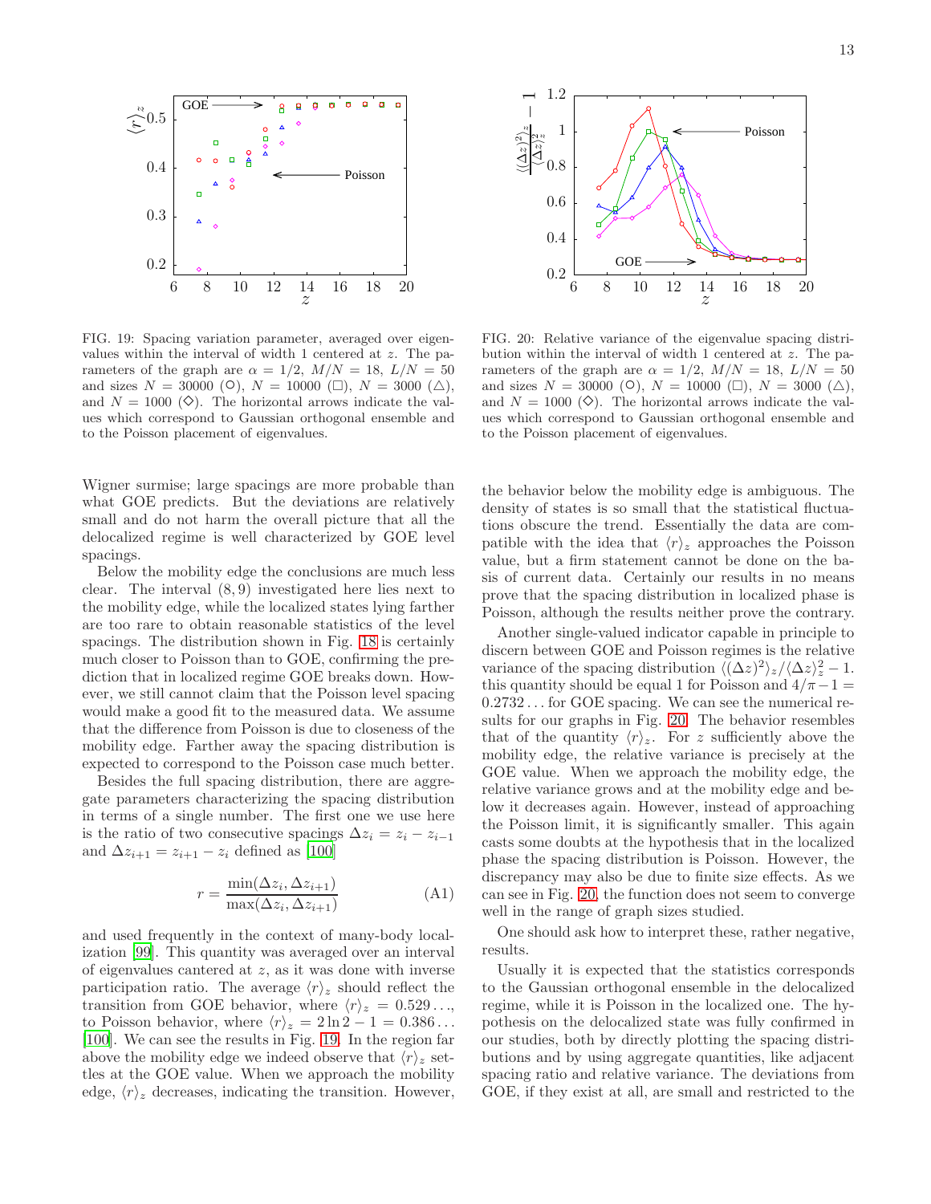FIG. 19: Spacing variation parameter, averaged over eigenvalues within the interval of width 1 centered at $z$. The parameters of the graph are $\alpha = 1/2$, $M/N = 18$, $L/N = 50$ and sizes $N = 30000$ (○), $N = 10000$ (□), $N = 3000$ (△), and $N = 1000$ (◇). The horizontal arrows indicate the values which correspond to Gaussian orthogonal ensemble and to the Poisson placement of eigenvalues.

FIG. 20: Relative variance of the eigenvalue spacing distribution within the interval of width 1 centered at $z$. The parameters of the graph are $\alpha = 1/2$, $M/N = 18$, $L/N = 50$ and sizes $N = 30000$ (○), $N = 10000$ (□), $N = 3000$ (△), and $N = 1000$ (◇). The horizontal arrows indicate the values which correspond to Gaussian orthogonal ensemble and to the Poisson placement of eigenvalues.

Wigner surmise; large spacings are more probable than what GOE predicts. But the deviations are relatively small and do not harm the overall picture that all the delocalized regime is well characterized by GOE level spacings.

Below the mobility edge the conclusions are much less clear. The interval $(8, 9)$ investigated here lies next to the mobility edge, while the localized states lying farther are too rare to obtain reasonable statistics of the level spacings. The distribution shown in Fig. 18 is certainly much closer to Poisson than to GOE, confirming the prediction that in localized regime GOE breaks down. However, we still cannot claim that the Poisson level spacing would make a good fit to the measured data. We assume that the difference from Poisson is due to closeness of the mobility edge. Farther away the spacing distribution is expected to correspond to the Poisson case much better.

Besides the full spacing distribution, there are aggregate parameters characterizing the spacing distribution in terms of a single number. The first one we use here is the ratio of two consecutive spacings $\Delta z_i = z_i - z_{i-1}$ and $\Delta z_{i+1} = z_{i+1} - z_i$ defined as [100]

$$r = \frac{\min(\Delta z_i, \Delta z_{i+1})}{\max(\Delta z_i, \Delta z_{i+1})} \tag{A1}$$

and used frequently in the context of many-body localization [99]. This quantity was averaged over an interval of eigenvalues cantered at $z$, as it was done with inverse participation ratio. The average $\langle r \rangle_z$ should reflect the transition from GOE behavior, where $\langle r \rangle_z = 0.529\ldots$, to Poisson behavior, where $\langle r \rangle_z = 2 \ln 2 - 1 = 0.386\ldots$ [100]. We can see the results in Fig. 19. In the region far above the mobility edge we indeed observe that $\langle r \rangle_z$ settles at the GOE value. When we approach the mobility edge, $\langle r \rangle_z$ decreases, indicating the transition. However, the behavior below the mobility edge is ambiguous. The density of states is so small that the statistical fluctuations obscure the trend. Essentially the data are compatible with the idea that $\langle r \rangle_z$ approaches the Poisson value, but a firm statement cannot be done on the basis of current data. Certainly our results in no means prove that the spacing distribution in localized phase is Poisson, although the results neither prove the contrary.

Another single-valued indicator capable in principle to discern between GOE and Poisson regimes is the relative variance of the spacing distribution $\langle (\Delta z)^2 \rangle_z / \langle \Delta z \rangle_z^2 - 1$. this quantity should be equal 1 for Poisson and $4/\pi - 1 = 0.2732\ldots$ for GOE spacing. We can see the numerical results for our graphs in Fig. 20. The behavior resembles that of the quantity $\langle r \rangle_z$. For $z$ sufficiently above the mobility edge, the relative variance is precisely at the GOE value. When we approach the mobility edge, the relative variance grows and at the mobility edge and below it decreases again. However, instead of approaching the Poisson limit, it is significantly smaller. This again casts some doubts at the hypothesis that in the localized phase the spacing distribution is Poisson. However, the discrepancy may also be due to finite size effects. As we can see in Fig. 20, the function does not seem to converge well in the range of graph sizes studied.

One should ask how to interpret these, rather negative, results.

Usually it is expected that the statistics corresponds to the Gaussian orthogonal ensemble in the delocalized regime, while it is Poisson in the localized one. The hypothesis on the delocalized state was fully confirmed in our studies, both by directly plotting the spacing distributions and by using aggregate quantities, like adjacent spacing ratio and relative variance. The deviations from GOE, if they exist at all, are small and restricted to the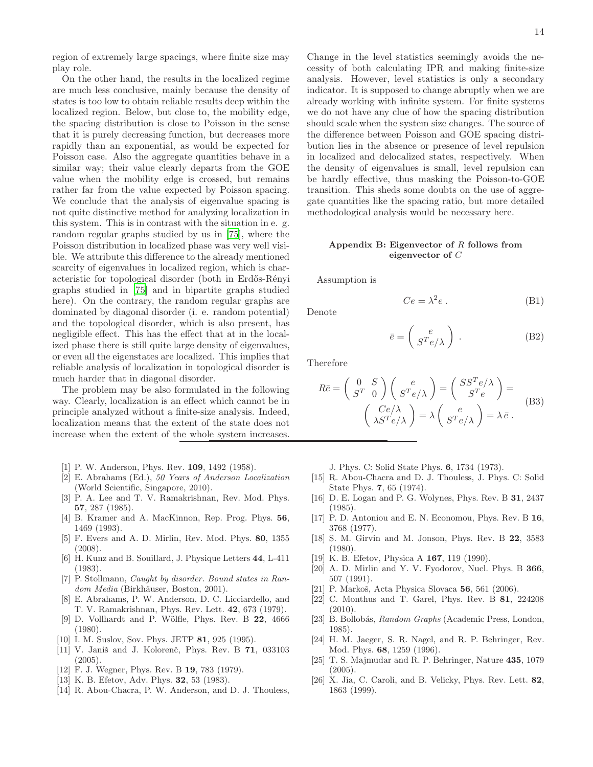region of extremely large spacings, where finite size may play role.

On the other hand, the results in the localized regime are much less conclusive, mainly because the density of states is too low to obtain reliable results deep within the localized region. Below, but close to, the mobility edge, the spacing distribution is close to Poisson in the sense that it is purely decreasing function, but decreases more rapidly than an exponential, as would be expected for Poisson case. Also the aggregate quantities behave in a similar way; their value clearly departs from the GOE value when the mobility edge is crossed, but remains rather far from the value expected by Poisson spacing. We conclude that the analysis of eigenvalue spacing is not quite distinctive method for analyzing localization in this system. This is in contrast with the situation in e. g. random regular graphs studied by us in [75], where the Poisson distribution in localized phase was very well visible. We attribute this difference to the already mentioned scarcity of eigenvalues in localized region, which is characteristic for topological disorder (both in Erdős-Rényi graphs studied in [75] and in bipartite graphs studied here). On the contrary, the random regular graphs are dominated by diagonal disorder (i. e. random potential) and the topological disorder, which is also present, has negligible effect. This has the effect that at in the localized phase there is still quite large density of eigenvalues, or even all the eigenstates are localized. This implies that reliable analysis of localization in topological disorder is much harder that in diagonal disorder.

The problem may be also formulated in the following way. Clearly, localization is an effect which cannot be in principle analyzed without a finite-size analysis. Indeed, localization means that the extent of the state does not increase when the extent of the whole system increases. Change in the level statistics seemingly avoids the necessity of both calculating IPR and making finite-size analysis. However, level statistics is only a secondary indicator. It is supposed to change abruptly when we are already working with infinite system. For finite systems we do not have any clue of how the spacing distribution should scale when the system size changes. The source of the difference between Poisson and GOE spacing distribution lies in the absence or presence of level repulsion in localized and delocalized states, respectively. When the density of eigenvalues is small, level repulsion can be hardly effective, thus masking the Poisson-to-GOE transition. This sheds some doubts on the use of aggregate quantities like the spacing ratio, but more detailed methodological analysis would be necessary here.

## Appendix B: Eigenvector of $R$ follows from eigenvector of $C$

Assumption is

$$Ce = \lambda^2 e \, . \tag{B1}$$

Denote

$$\bar{e} = \begin{pmatrix} e \\ S^T e/\lambda \end{pmatrix} \, . \tag{B2}$$

Therefore

$$R\bar{e} = \begin{pmatrix} 0 & S \\ S^T & 0 \end{pmatrix} \begin{pmatrix} e \\ S^T e/\lambda \end{pmatrix} = \begin{pmatrix} SS^T e/\lambda \\ S^T e \end{pmatrix} = \begin{pmatrix} Ce/\lambda \\ \lambda S^T e/\lambda \end{pmatrix} = \lambda \begin{pmatrix} e \\ S^T e/\lambda \end{pmatrix} = \lambda \, \bar{e} \, . \tag{B3}$$

---

- [1] P. W. Anderson, Phys. Rev. **109**, 1492 (1958).
- [2] E. Abrahams (Ed.), *50 Years of Anderson Localization* (World Scientific, Singapore, 2010).
- [3] P. A. Lee and T. V. Ramakrishnan, Rev. Mod. Phys. **57**, 287 (1985).
- [4] B. Kramer and A. MacKinnon, Rep. Prog. Phys. **56**, 1469 (1993).
- [5] F. Evers and A. D. Mirlin, Rev. Mod. Phys. **80**, 1355 (2008).
- [6] H. Kunz and B. Souillard, J. Physique Letters **44**, L-411 (1983).
- [7] P. Stollmann, *Caught by disorder. Bound states in Random Media* (Birkhäuser, Boston, 2001).
- [8] E. Abrahams, P. W. Anderson, D. C. Licciardello, and T. V. Ramakrishnan, Phys. Rev. Lett. **42**, 673 (1979).
- [9] D. Vollhardt and P. Wölfle, Phys. Rev. B **22**, 4666 (1980).
- [10] I. M. Suslov, Sov. Phys. JETP **81**, 925 (1995).
- [11] V. Janiš and J. Kolorenč, Phys. Rev. B **71**, 033103 (2005).
- [12] F. J. Wegner, Phys. Rev. B **19**, 783 (1979).
- [13] K. B. Efetov, Adv. Phys. **32**, 53 (1983).
- [14] R. Abou-Chacra, P. W. Anderson, and D. J. Thouless, J. Phys. C: Solid State Phys. **6**, 1734 (1973).
- [15] R. Abou-Chacra and D. J. Thouless, J. Phys. C: Solid State Phys. **7**, 65 (1974).
- [16] D. E. Logan and P. G. Wolynes, Phys. Rev. B **31**, 2437 (1985).
- [17] P. D. Antoniou and E. N. Economou, Phys. Rev. B **16**, 3768 (1977).
- [18] S. M. Girvin and M. Jonson, Phys. Rev. B **22**, 3583 (1980).
- [19] K. B. Efetov, Physica A **167**, 119 (1990).
- [20] A. D. Mirlin and Y. V. Fyodorov, Nucl. Phys. B **366**, 507 (1991).
- [21] P. Markoš, Acta Physica Slovaca **56**, 561 (2006).
- [22] C. Monthus and T. Garel, Phys. Rev. B **81**, 224208 (2010).
- [23] B. Bollobás, *Random Graphs* (Academic Press, London, 1985).
- [24] H. M. Jaeger, S. R. Nagel, and R. P. Behringer, Rev. Mod. Phys. **68**, 1259 (1996).
- [25] T. S. Majmudar and R. P. Behringer, Nature **435**, 1079 (2005).
- [26] X. Jia, C. Caroli, and B. Velicky, Phys. Rev. Lett. **82**, 1863 (1999).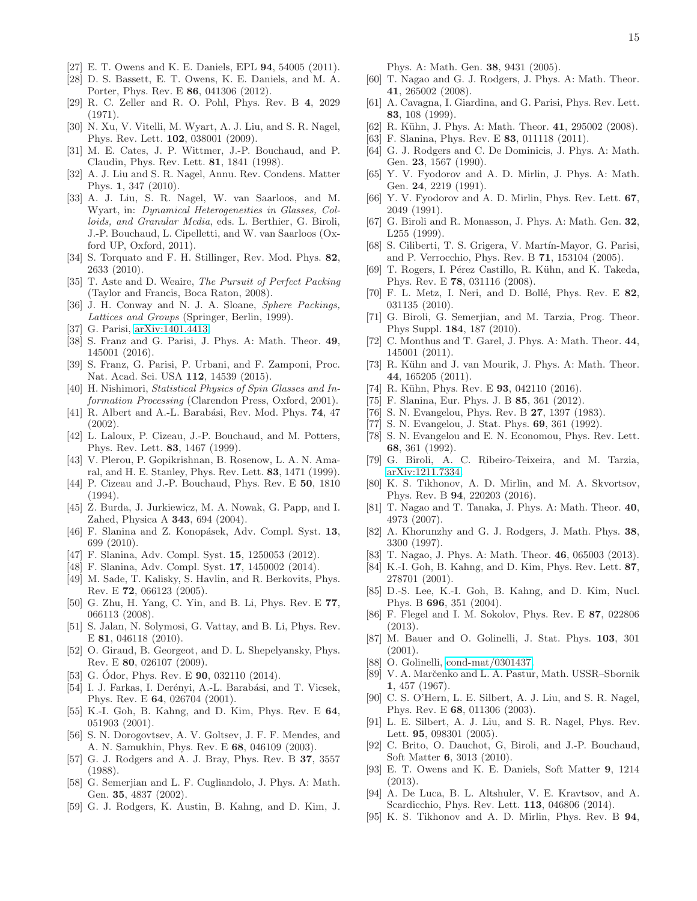[27] E. T. Owens and K. E. Daniels, EPL **94**, 54005 (2011).

[28] D. S. Bassett, E. T. Owens, K. E. Daniels, and M. A. Porter, Phys. Rev. E **86**, 041306 (2012).

[29] R. C. Zeller and R. O. Pohl, Phys. Rev. B **4**, 2029 (1971).

[30] N. Xu, V. Vitelli, M. Wyart, A. J. Liu, and S. R. Nagel, Phys. Rev. Lett. **102**, 038001 (2009).

[31] M. E. Cates, J. P. Wittmer, J.-P. Bouchaud, and P. Claudin, Phys. Rev. Lett. **81**, 1841 (1998).

[32] A. J. Liu and S. R. Nagel, Annu. Rev. Condens. Matter Phys. **1**, 347 (2010).

[33] A. J. Liu, S. R. Nagel, W. van Saarloos, and M. Wyart, in: *Dynamical Heterogeneities in Glasses, Colloids, and Granular Media*, eds. L. Berthier, G. Biroli, J.-P. Bouchaud, L. Cipelletti, and W. van Saarloos (Oxford UP, Oxford, 2011).

[34] S. Torquato and F. H. Stillinger, Rev. Mod. Phys. **82**, 2633 (2010).

[35] T. Aste and D. Weaire, *The Pursuit of Perfect Packing* (Taylor and Francis, Boca Raton, 2008).

[36] J. H. Conway and N. J. A. Sloane, *Sphere Packings, Lattices and Groups* (Springer, Berlin, 1999).

[37] G. Parisi, arXiv:1401.4413.

[38] S. Franz and G. Parisi, J. Phys. A: Math. Theor. **49**, 145001 (2016).

[39] S. Franz, G. Parisi, P. Urbani, and F. Zamponi, Proc. Nat. Acad. Sci. USA **112**, 14539 (2015).

[40] H. Nishimori, *Statistical Physics of Spin Glasses and Information Processing* (Clarendon Press, Oxford, 2001).

[41] R. Albert and A.-L. Barabási, Rev. Mod. Phys. **74**, 47 (2002).

[42] L. Laloux, P. Cizeau, J.-P. Bouchaud, and M. Potters, Phys. Rev. Lett. **83**, 1467 (1999).

[43] V. Plerou, P. Gopikrishnan, B. Rosenow, L. A. N. Amaral, and H. E. Stanley, Phys. Rev. Lett. **83**, 1471 (1999).

[44] P. Cizeau and J.-P. Bouchaud, Phys. Rev. E **50**, 1810 (1994).

[45] Z. Burda, J. Jurkiewicz, M. A. Nowak, G. Papp, and I. Zahed, Physica A **343**, 694 (2004).

[46] F. Slanina and Z. Konopásek, Adv. Compl. Syst. **13**, 699 (2010).

[47] F. Slanina, Adv. Compl. Syst. **15**, 1250053 (2012).

[48] F. Slanina, Adv. Compl. Syst. **17**, 1450002 (2014).

[49] M. Sade, T. Kalisky, S. Havlin, and R. Berkovits, Phys. Rev. E **72**, 066123 (2005).

[50] G. Zhu, H. Yang, C. Yin, and B. Li, Phys. Rev. E **77**, 066113 (2008).

[51] S. Jalan, N. Solymosi, G. Vattay, and B. Li, Phys. Rev. E **81**, 046118 (2010).

[52] O. Giraud, B. Georgeot, and D. L. Shepelyansky, Phys. Rev. E **80**, 026107 (2009).

[53] G. Ódor, Phys. Rev. E **90**, 032110 (2014).

[54] I. J. Farkas, I. Derényi, A.-L. Barabási, and T. Vicsek, Phys. Rev. E **64**, 026704 (2001).

[55] K.-I. Goh, B. Kahng, and D. Kim, Phys. Rev. E **64**, 051903 (2001).

[56] S. N. Dorogovtsev, A. V. Goltsev, J. F. F. Mendes, and A. N. Samukhin, Phys. Rev. E **68**, 046109 (2003).

[57] G. J. Rodgers and A. J. Bray, Phys. Rev. B **37**, 3557 (1988).

[58] G. Semerjian and L. F. Cugliandolo, J. Phys. A: Math. Gen. **35**, 4837 (2002).

[59] G. J. Rodgers, K. Austin, B. Kahng, and D. Kim, J. Phys. A: Math. Gen. **38**, 9431 (2005).

[60] T. Nagao and G. J. Rodgers, J. Phys. A: Math. Theor. **41**, 265002 (2008).

[61] A. Cavagna, I. Giardina, and G. Parisi, Phys. Rev. Lett. **83**, 108 (1999).

[62] R. Kühn, J. Phys. A: Math. Theor. **41**, 295002 (2008).

[63] F. Slanina, Phys. Rev. E **83**, 011118 (2011).

[64] G. J. Rodgers and C. De Dominicis, J. Phys. A: Math. Gen. **23**, 1567 (1990).

[65] Y. V. Fyodorov and A. D. Mirlin, J. Phys. A: Math. Gen. **24**, 2219 (1991).

[66] Y. V. Fyodorov and A. D. Mirlin, Phys. Rev. Lett. **67**, 2049 (1991).

[67] G. Biroli and R. Monasson, J. Phys. A: Math. Gen. **32**, L255 (1999).

[68] S. Ciliberti, T. S. Grigera, V. Martín-Mayor, G. Parisi, and P. Verrocchio, Phys. Rev. B **71**, 153104 (2005).

[69] T. Rogers, I. Pérez Castillo, R. Kühn, and K. Takeda, Phys. Rev. E **78**, 031116 (2008).

[70] F. L. Metz, I. Neri, and D. Bollé, Phys. Rev. E **82**, 031135 (2010).

[71] G. Biroli, G. Semerjian, and M. Tarzia, Prog. Theor. Phys Suppl. **184**, 187 (2010).

[72] C. Monthus and T. Garel, J. Phys. A: Math. Theor. **44**, 145001 (2011).

[73] R. Kühn and J. van Mourik, J. Phys. A: Math. Theor. **44**, 165205 (2011).

[74] R. Kühn, Phys. Rev. E **93**, 042110 (2016).

[75] F. Slanina, Eur. Phys. J. B **85**, 361 (2012).

[76] S. N. Evangelou, Phys. Rev. B **27**, 1397 (1983).

[77] S. N. Evangelou, J. Stat. Phys. **69**, 361 (1992).

[78] S. N. Evangelou and E. N. Economou, Phys. Rev. Lett. **68**, 361 (1992).

[79] G. Biroli, A. C. Ribeiro-Teixeira, and M. Tarzia, arXiv:1211.7334.

[80] K. S. Tikhonov, A. D. Mirlin, and M. A. Skvortsov, Phys. Rev. B **94**, 220203 (2016).

[81] T. Nagao and T. Tanaka, J. Phys. A: Math. Theor. **40**, 4973 (2007).

[82] A. Khorunzhy and G. J. Rodgers, J. Math. Phys. **38**, 3300 (1997).

[83] T. Nagao, J. Phys. A: Math. Theor. **46**, 065003 (2013).

[84] K.-I. Goh, B. Kahng, and D. Kim, Phys. Rev. Lett. **87**, 278701 (2001).

[85] D.-S. Lee, K.-I. Goh, B. Kahng, and D. Kim, Nucl. Phys. B **696**, 351 (2004).

[86] F. Flegel and I. M. Sokolov, Phys. Rev. E **87**, 022806 (2013).

[87] M. Bauer and O. Golinelli, J. Stat. Phys. **103**, 301 (2001).

[88] O. Golinelli, cond-mat/0301437.

[89] V. A. Marčenko and L. A. Pastur, Math. USSR–Sbornik **1**, 457 (1967).

[90] C. S. O'Hern, L. E. Silbert, A. J. Liu, and S. R. Nagel, Phys. Rev. E **68**, 011306 (2003).

[91] L. E. Silbert, A. J. Liu, and S. R. Nagel, Phys. Rev. Lett. **95**, 098301 (2005).

[92] C. Brito, O. Dauchot, G, Biroli, and J.-P. Bouchaud, Soft Matter **6**, 3013 (2010).

[93] E. T. Owens and K. E. Daniels, Soft Matter **9**, 1214 (2013).

[94] A. De Luca, B. L. Altshuler, V. E. Kravtsov, and A. Scardicchio, Phys. Rev. Lett. **113**, 046806 (2014).

[95] K. S. Tikhonov and A. D. Mirlin, Phys. Rev. B **94**,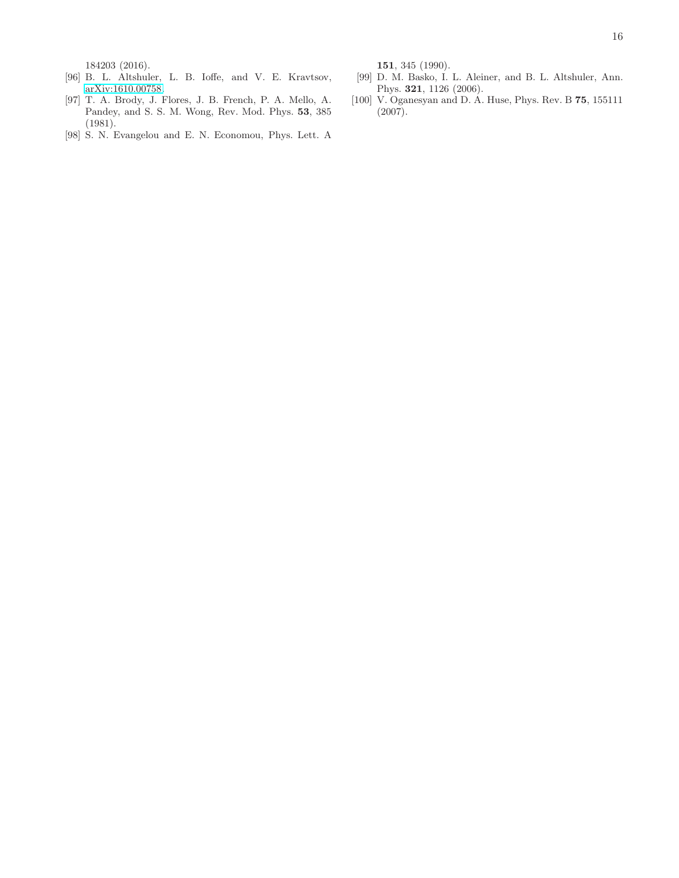184203 (2016).

[96] B. L. Altshuler, L. B. Ioffe, and V. E. Kravtsov, arXiv:1610.00758.

[97] T. A. Brody, J. Flores, J. B. French, P. A. Mello, A. Pandey, and S. S. M. Wong, Rev. Mod. Phys. **53**, 385 (1981).

[98] S. N. Evangelou and E. N. Economou, Phys. Lett. A **151**, 345 (1990).

[99] D. M. Basko, I. L. Aleiner, and B. L. Altshuler, Ann. Phys. **321**, 1126 (2006).

[100] V. Oganesyan and D. A. Huse, Phys. Rev. B **75**, 155111 (2007).